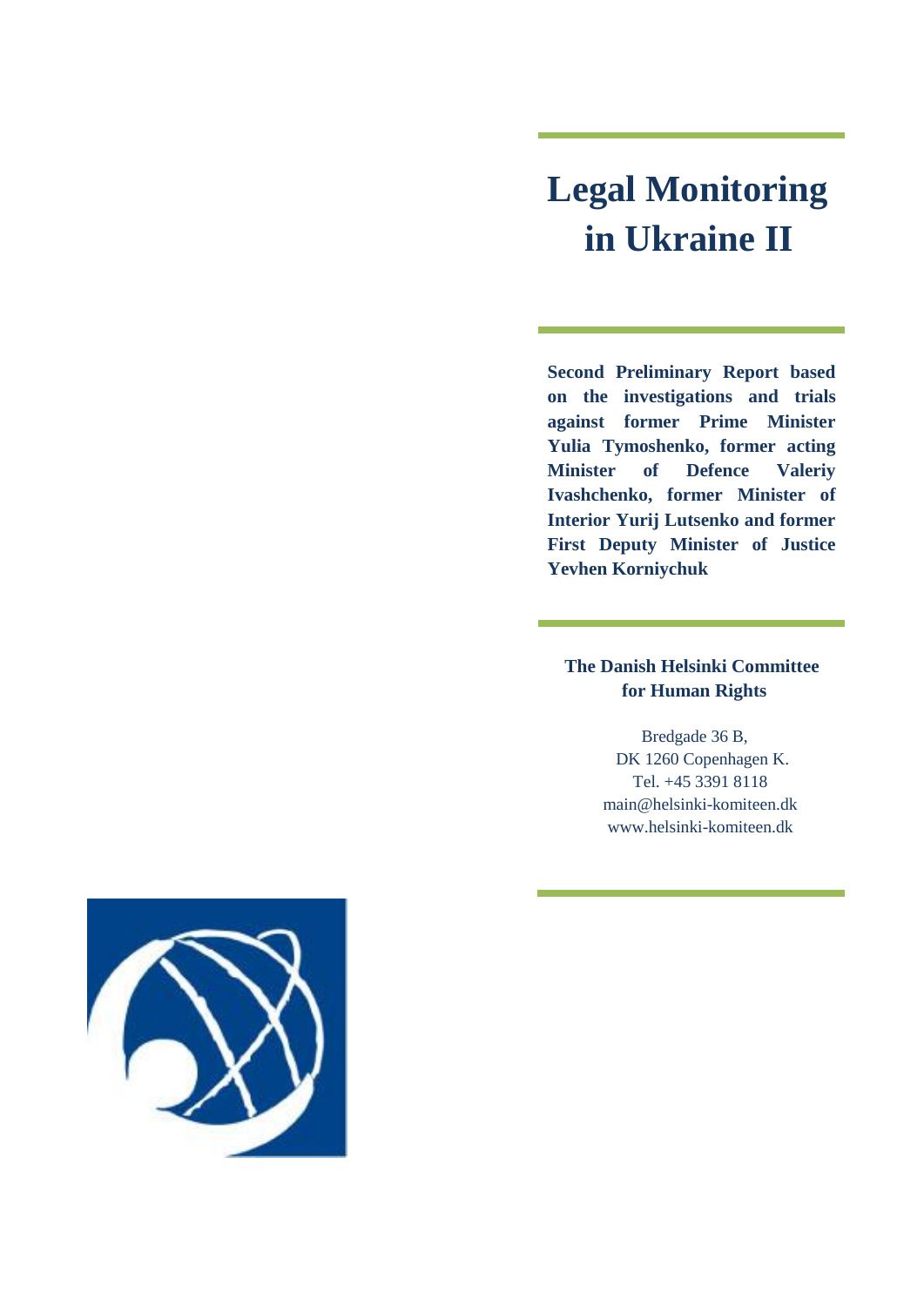# Legal Monitoring in Ukraine II

**Second Preliminary Report based on the investigations and trials against former Prime Minister Yulia Tymoshenko, former acting Minister of Defence Valeriy Ivashchenko, former Minister of Interior Yurij Lutsenko and former First Deputy Minister of Justice Yevhen Korniychuk**

**The Danish Helsinki Committee for Human Rights**

Bredgade 36 B,
DK 1260 Copenhagen K.
Tel. +45 3391 8118
main@helsinki-komiteen.dk
www.helsinki-komiteen.dk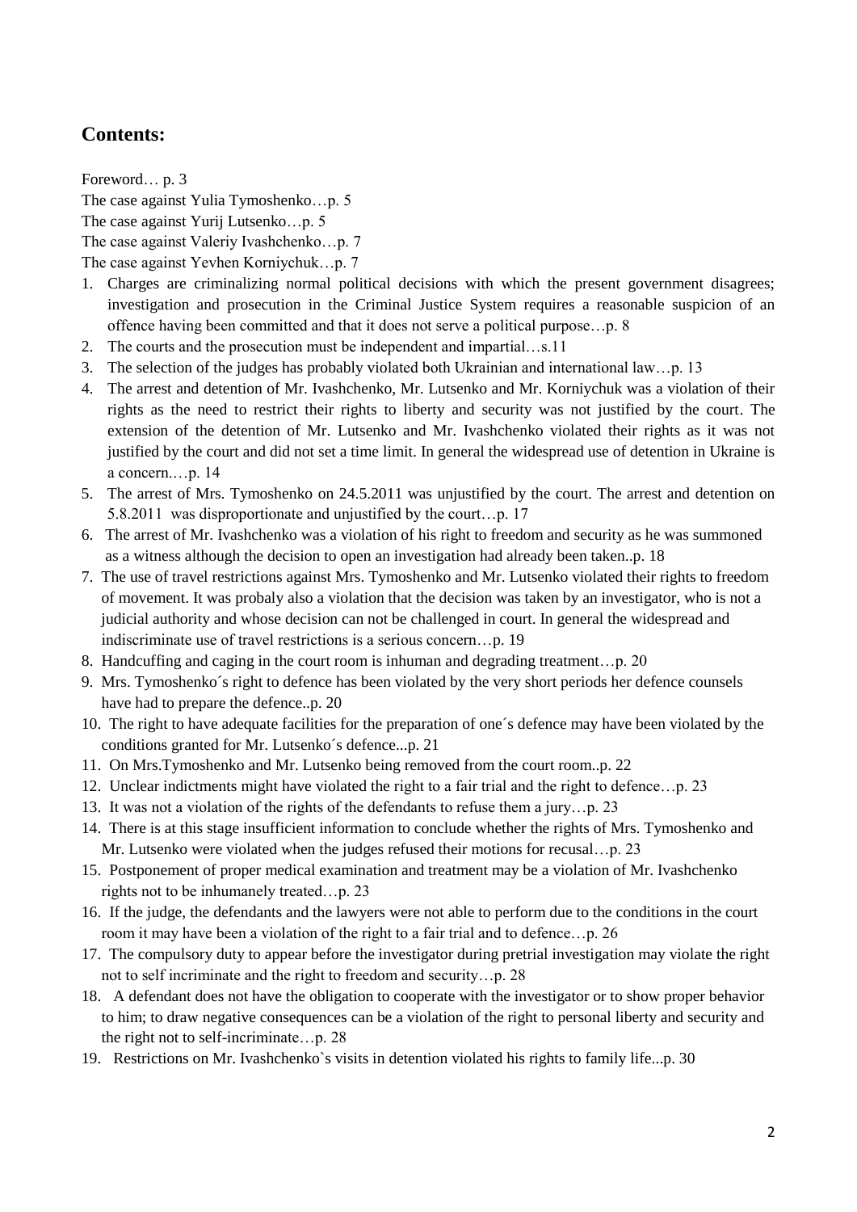## Contents:

Foreword… p. 3

The case against Yulia Tymoshenko…p. 5

The case against Yurij Lutsenko…p. 5

The case against Valeriy Ivashchenko…p. 7

The case against Yevhen Korniychuk…p. 7

1. Charges are criminalizing normal political decisions with which the present government disagrees; investigation and prosecution in the Criminal Justice System requires a reasonable suspicion of an offence having been committed and that it does not serve a political purpose…p. 8
2. The courts and the prosecution must be independent and impartial…s.11
3. The selection of the judges has probably violated both Ukrainian and international law…p. 13
4. The arrest and detention of Mr. Ivashchenko, Mr. Lutsenko and Mr. Korniychuk was a violation of their rights as the need to restrict their rights to liberty and security was not justified by the court. The extension of the detention of Mr. Lutsenko and Mr. Ivashchenko violated their rights as it was not justified by the court and did not set a time limit. In general the widespread use of detention in Ukraine is a concern.…p. 14
5. The arrest of Mrs. Tymoshenko on 24.5.2011 was unjustified by the court. The arrest and detention on 5.8.2011 was disproportionate and unjustified by the court…p. 17
6. The arrest of Mr. Ivashchenko was a violation of his right to freedom and security as he was summoned as a witness although the decision to open an investigation had already been taken..p. 18
7. The use of travel restrictions against Mrs. Tymoshenko and Mr. Lutsenko violated their rights to freedom of movement. It was probaly also a violation that the decision was taken by an investigator, who is not a judicial authority and whose decision can not be challenged in court. In general the widespread and indiscriminate use of travel restrictions is a serious concern…p. 19
8. Handcuffing and caging in the court room is inhuman and degrading treatment…p. 20
9. Mrs. Tymoshenko´s right to defence has been violated by the very short periods her defence counsels have had to prepare the defence..p. 20
10. The right to have adequate facilities for the preparation of one´s defence may have been violated by the conditions granted for Mr. Lutsenko´s defence...p. 21
11. On Mrs.Tymoshenko and Mr. Lutsenko being removed from the court room..p. 22
12. Unclear indictments might have violated the right to a fair trial and the right to defence…p. 23
13. It was not a violation of the rights of the defendants to refuse them a jury…p. 23
14. There is at this stage insufficient information to conclude whether the rights of Mrs. Tymoshenko and Mr. Lutsenko were violated when the judges refused their motions for recusal…p. 23
15. Postponement of proper medical examination and treatment may be a violation of Mr. Ivashchenko rights not to be inhumanely treated…p. 23
16. If the judge, the defendants and the lawyers were not able to perform due to the conditions in the court room it may have been a violation of the right to a fair trial and to defence…p. 26
17. The compulsory duty to appear before the investigator during pretrial investigation may violate the right not to self incriminate and the right to freedom and security…p. 28
18. A defendant does not have the obligation to cooperate with the investigator or to show proper behavior to him; to draw negative consequences can be a violation of the right to personal liberty and security and the right not to self-incriminate…p. 28
19. Restrictions on Mr. Ivashchenko`s visits in detention violated his rights to family life...p. 30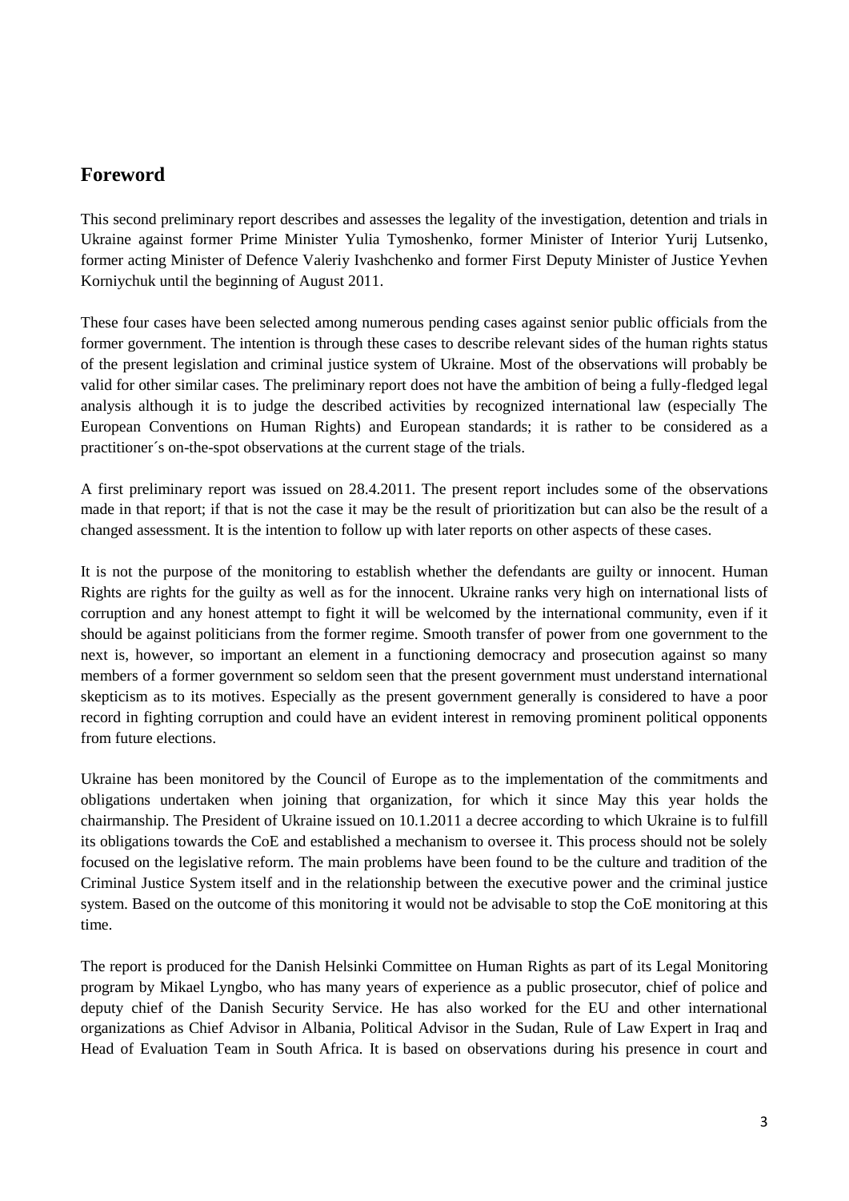## Foreword

This second preliminary report describes and assesses the legality of the investigation, detention and trials in Ukraine against former Prime Minister Yulia Tymoshenko, former Minister of Interior Yurij Lutsenko, former acting Minister of Defence Valeriy Ivashchenko and former First Deputy Minister of Justice Yevhen Korniychuk until the beginning of August 2011.

These four cases have been selected among numerous pending cases against senior public officials from the former government. The intention is through these cases to describe relevant sides of the human rights status of the present legislation and criminal justice system of Ukraine. Most of the observations will probably be valid for other similar cases. The preliminary report does not have the ambition of being a fully-fledged legal analysis although it is to judge the described activities by recognized international law (especially The European Conventions on Human Rights) and European standards; it is rather to be considered as a practitioner´s on-the-spot observations at the current stage of the trials.

A first preliminary report was issued on 28.4.2011. The present report includes some of the observations made in that report; if that is not the case it may be the result of prioritization but can also be the result of a changed assessment. It is the intention to follow up with later reports on other aspects of these cases.

It is not the purpose of the monitoring to establish whether the defendants are guilty or innocent. Human Rights are rights for the guilty as well as for the innocent. Ukraine ranks very high on international lists of corruption and any honest attempt to fight it will be welcomed by the international community, even if it should be against politicians from the former regime. Smooth transfer of power from one government to the next is, however, so important an element in a functioning democracy and prosecution against so many members of a former government so seldom seen that the present government must understand international skepticism as to its motives. Especially as the present government generally is considered to have a poor record in fighting corruption and could have an evident interest in removing prominent political opponents from future elections.

Ukraine has been monitored by the Council of Europe as to the implementation of the commitments and obligations undertaken when joining that organization, for which it since May this year holds the chairmanship. The President of Ukraine issued on 10.1.2011 a decree according to which Ukraine is to fulfill its obligations towards the CoE and established a mechanism to oversee it. This process should not be solely focused on the legislative reform. The main problems have been found to be the culture and tradition of the Criminal Justice System itself and in the relationship between the executive power and the criminal justice system. Based on the outcome of this monitoring it would not be advisable to stop the CoE monitoring at this time.

The report is produced for the Danish Helsinki Committee on Human Rights as part of its Legal Monitoring program by Mikael Lyngbo, who has many years of experience as a public prosecutor, chief of police and deputy chief of the Danish Security Service. He has also worked for the EU and other international organizations as Chief Advisor in Albania, Political Advisor in the Sudan, Rule of Law Expert in Iraq and Head of Evaluation Team in South Africa. It is based on observations during his presence in court and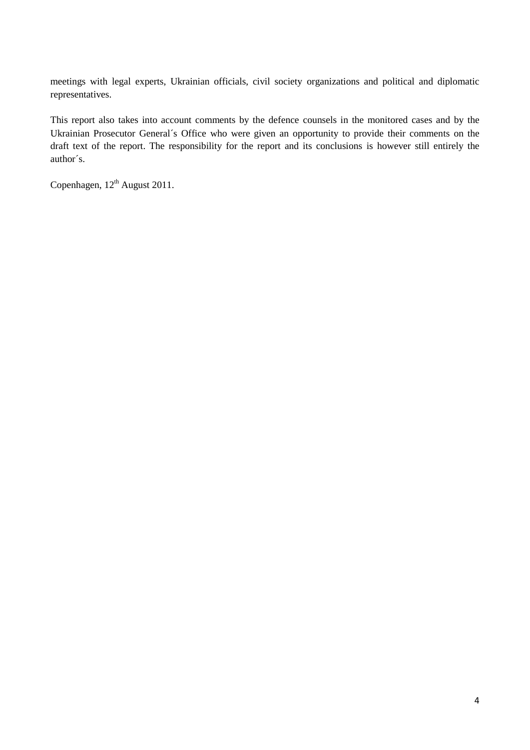meetings with legal experts, Ukrainian officials, civil society organizations and political and diplomatic representatives.

This report also takes into account comments by the defence counsels in the monitored cases and by the Ukrainian Prosecutor General´s Office who were given an opportunity to provide their comments on the draft text of the report. The responsibility for the report and its conclusions is however still entirely the author´s.

Copenhagen, 12th August 2011.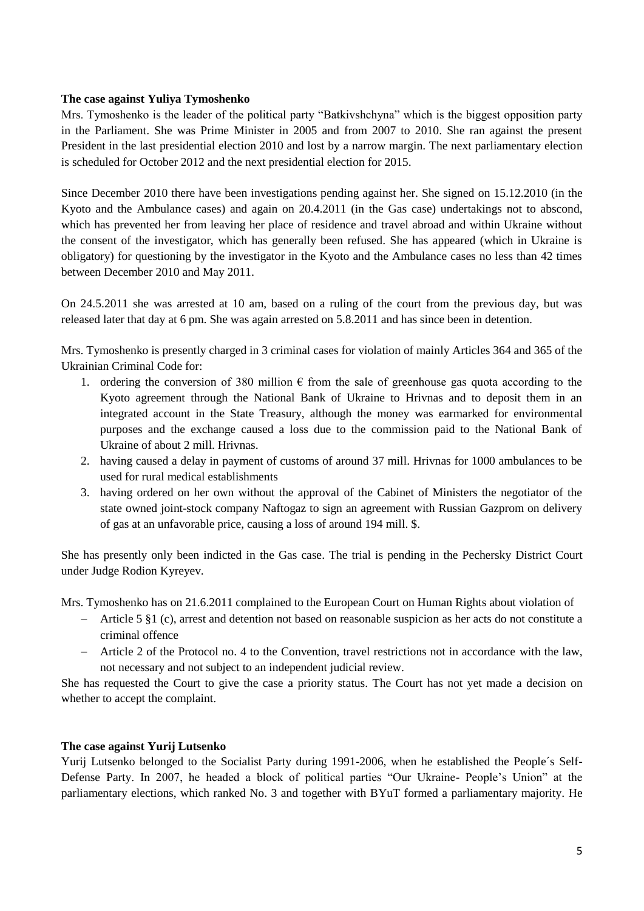**The case against Yuliya Tymoshenko**

Mrs. Tymoshenko is the leader of the political party "Batkivshchyna" which is the biggest opposition party in the Parliament. She was Prime Minister in 2005 and from 2007 to 2010. She ran against the present President in the last presidential election 2010 and lost by a narrow margin. The next parliamentary election is scheduled for October 2012 and the next presidential election for 2015.

Since December 2010 there have been investigations pending against her. She signed on 15.12.2010 (in the Kyoto and the Ambulance cases) and again on 20.4.2011 (in the Gas case) undertakings not to abscond, which has prevented her from leaving her place of residence and travel abroad and within Ukraine without the consent of the investigator, which has generally been refused. She has appeared (which in Ukraine is obligatory) for questioning by the investigator in the Kyoto and the Ambulance cases no less than 42 times between December 2010 and May 2011.

On 24.5.2011 she was arrested at 10 am, based on a ruling of the court from the previous day, but was released later that day at 6 pm. She was again arrested on 5.8.2011 and has since been in detention.

Mrs. Tymoshenko is presently charged in 3 criminal cases for violation of mainly Articles 364 and 365 of the Ukrainian Criminal Code for:

1. ordering the conversion of 380 million € from the sale of greenhouse gas quota according to the Kyoto agreement through the National Bank of Ukraine to Hrivnas and to deposit them in an integrated account in the State Treasury, although the money was earmarked for environmental purposes and the exchange caused a loss due to the commission paid to the National Bank of Ukraine of about 2 mill. Hrivnas.
2. having caused a delay in payment of customs of around 37 mill. Hrivnas for 1000 ambulances to be used for rural medical establishments
3. having ordered on her own without the approval of the Cabinet of Ministers the negotiator of the state owned joint-stock company Naftogaz to sign an agreement with Russian Gazprom on delivery of gas at an unfavorable price, causing a loss of around 194 mill. $.

She has presently only been indicted in the Gas case. The trial is pending in the Pechersky District Court under Judge Rodion Kyreyev.

Mrs. Tymoshenko has on 21.6.2011 complained to the European Court on Human Rights about violation of

- Article 5 §1 (c), arrest and detention not based on reasonable suspicion as her acts do not constitute a criminal offence
- Article 2 of the Protocol no. 4 to the Convention, travel restrictions not in accordance with the law, not necessary and not subject to an independent judicial review.

She has requested the Court to give the case a priority status. The Court has not yet made a decision on whether to accept the complaint.

**The case against Yurij Lutsenko**

Yurij Lutsenko belonged to the Socialist Party during 1991-2006, when he established the People´s Self-Defense Party. In 2007, he headed a block of political parties "Our Ukraine- People's Union" at the parliamentary elections, which ranked No. 3 and together with BYuT formed a parliamentary majority. He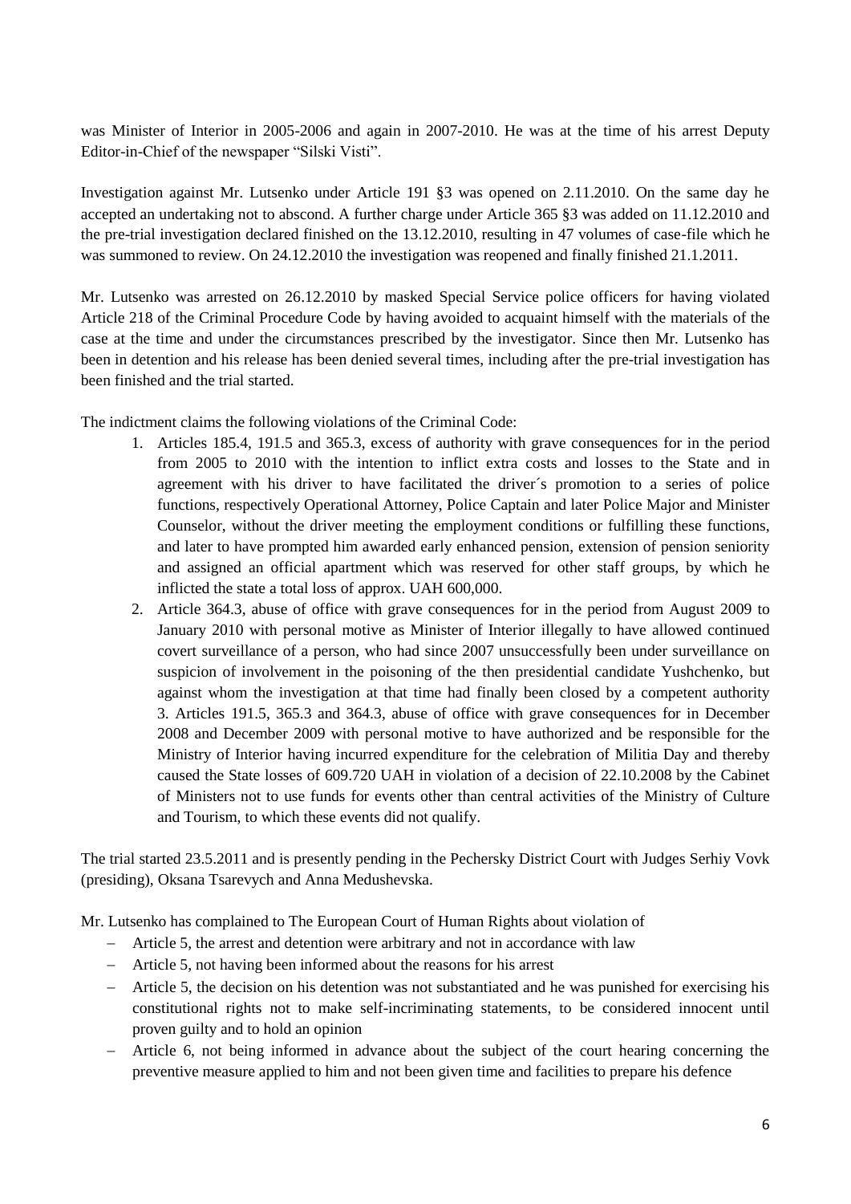was Minister of Interior in 2005-2006 and again in 2007-2010. He was at the time of his arrest Deputy Editor-in-Chief of the newspaper "Silski Visti".

Investigation against Mr. Lutsenko under Article 191 §3 was opened on 2.11.2010. On the same day he accepted an undertaking not to abscond. A further charge under Article 365 §3 was added on 11.12.2010 and the pre-trial investigation declared finished on the 13.12.2010, resulting in 47 volumes of case-file which he was summoned to review. On 24.12.2010 the investigation was reopened and finally finished 21.1.2011.

Mr. Lutsenko was arrested on 26.12.2010 by masked Special Service police officers for having violated Article 218 of the Criminal Procedure Code by having avoided to acquaint himself with the materials of the case at the time and under the circumstances prescribed by the investigator. Since then Mr. Lutsenko has been in detention and his release has been denied several times, including after the pre-trial investigation has been finished and the trial started.

The indictment claims the following violations of the Criminal Code:

1. Articles 185.4, 191.5 and 365.3, excess of authority with grave consequences for in the period from 2005 to 2010 with the intention to inflict extra costs and losses to the State and in agreement with his driver to have facilitated the driver´s promotion to a series of police functions, respectively Operational Attorney, Police Captain and later Police Major and Minister Counselor, without the driver meeting the employment conditions or fulfilling these functions, and later to have prompted him awarded early enhanced pension, extension of pension seniority and assigned an official apartment which was reserved for other staff groups, by which he inflicted the state a total loss of approx. UAH 600,000.
2. Article 364.3, abuse of office with grave consequences for in the period from August 2009 to January 2010 with personal motive as Minister of Interior illegally to have allowed continued covert surveillance of a person, who had since 2007 unsuccessfully been under surveillance on suspicion of involvement in the poisoning of the then presidential candidate Yushchenko, but against whom the investigation at that time had finally been closed by a competent authority
3. Articles 191.5, 365.3 and 364.3, abuse of office with grave consequences for in December 2008 and December 2009 with personal motive to have authorized and be responsible for the Ministry of Interior having incurred expenditure for the celebration of Militia Day and thereby caused the State losses of 609.720 UAH in violation of a decision of 22.10.2008 by the Cabinet of Ministers not to use funds for events other than central activities of the Ministry of Culture and Tourism, to which these events did not qualify.

The trial started 23.5.2011 and is presently pending in the Pechersky District Court with Judges Serhiy Vovk (presiding), Oksana Tsarevych and Anna Medushevska.

Mr. Lutsenko has complained to The European Court of Human Rights about violation of

- Article 5, the arrest and detention were arbitrary and not in accordance with law
- Article 5, not having been informed about the reasons for his arrest
- Article 5, the decision on his detention was not substantiated and he was punished for exercising his constitutional rights not to make self-incriminating statements, to be considered innocent until proven guilty and to hold an opinion
- Article 6, not being informed in advance about the subject of the court hearing concerning the preventive measure applied to him and not been given time and facilities to prepare his defence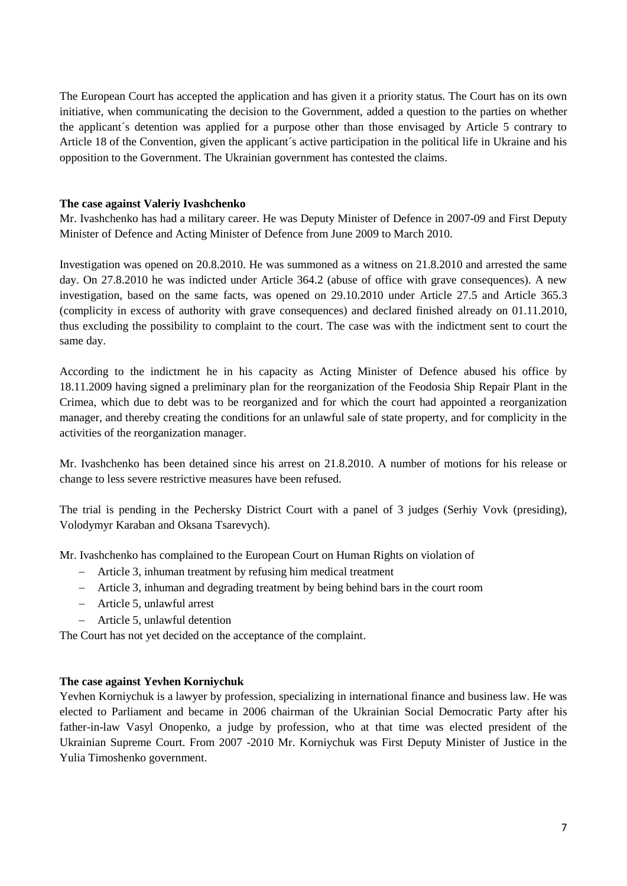The European Court has accepted the application and has given it a priority status. The Court has on its own initiative, when communicating the decision to the Government, added a question to the parties on whether the applicant´s detention was applied for a purpose other than those envisaged by Article 5 contrary to Article 18 of the Convention, given the applicant´s active participation in the political life in Ukraine and his opposition to the Government. The Ukrainian government has contested the claims.

**The case against Valeriy Ivashchenko**

Mr. Ivashchenko has had a military career. He was Deputy Minister of Defence in 2007-09 and First Deputy Minister of Defence and Acting Minister of Defence from June 2009 to March 2010.

Investigation was opened on 20.8.2010. He was summoned as a witness on 21.8.2010 and arrested the same day. On 27.8.2010 he was indicted under Article 364.2 (abuse of office with grave consequences). A new investigation, based on the same facts, was opened on 29.10.2010 under Article 27.5 and Article 365.3 (complicity in excess of authority with grave consequences) and declared finished already on 01.11.2010, thus excluding the possibility to complaint to the court. The case was with the indictment sent to court the same day.

According to the indictment he in his capacity as Acting Minister of Defence abused his office by 18.11.2009 having signed a preliminary plan for the reorganization of the Feodosia Ship Repair Plant in the Crimea, which due to debt was to be reorganized and for which the court had appointed a reorganization manager, and thereby creating the conditions for an unlawful sale of state property, and for complicity in the activities of the reorganization manager.

Mr. Ivashchenko has been detained since his arrest on 21.8.2010. A number of motions for his release or change to less severe restrictive measures have been refused.

The trial is pending in the Pechersky District Court with a panel of 3 judges (Serhiy Vovk (presiding), Volodymyr Karaban and Oksana Tsarevych).

Mr. Ivashchenko has complained to the European Court on Human Rights on violation of

- Article 3, inhuman treatment by refusing him medical treatment
- Article 3, inhuman and degrading treatment by being behind bars in the court room
- Article 5, unlawful arrest
- Article 5, unlawful detention

The Court has not yet decided on the acceptance of the complaint.

**The case against Yevhen Korniychuk**

Yevhen Korniychuk is a lawyer by profession, specializing in international finance and business law. He was elected to Parliament and became in 2006 chairman of the Ukrainian Social Democratic Party after his father-in-law Vasyl Onopenko, a judge by profession, who at that time was elected president of the Ukrainian Supreme Court. From 2007 -2010 Mr. Korniychuk was First Deputy Minister of Justice in the Yulia Timoshenko government.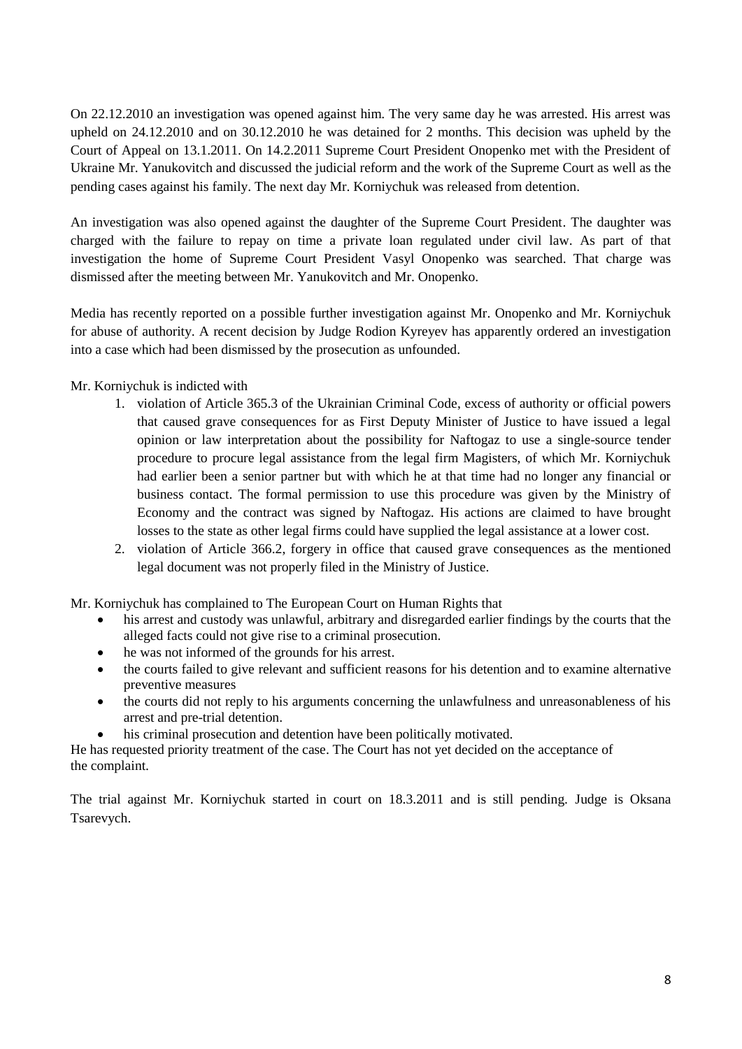On 22.12.2010 an investigation was opened against him. The very same day he was arrested. His arrest was upheld on 24.12.2010 and on 30.12.2010 he was detained for 2 months. This decision was upheld by the Court of Appeal on 13.1.2011. On 14.2.2011 Supreme Court President Onopenko met with the President of Ukraine Mr. Yanukovitch and discussed the judicial reform and the work of the Supreme Court as well as the pending cases against his family. The next day Mr. Korniychuk was released from detention.

An investigation was also opened against the daughter of the Supreme Court President. The daughter was charged with the failure to repay on time a private loan regulated under civil law. As part of that investigation the home of Supreme Court President Vasyl Onopenko was searched. That charge was dismissed after the meeting between Mr. Yanukovitch and Mr. Onopenko.

Media has recently reported on a possible further investigation against Mr. Onopenko and Mr. Korniychuk for abuse of authority. A recent decision by Judge Rodion Kyreyev has apparently ordered an investigation into a case which had been dismissed by the prosecution as unfounded.

Mr. Korniychuk is indicted with

1. violation of Article 365.3 of the Ukrainian Criminal Code, excess of authority or official powers that caused grave consequences for as First Deputy Minister of Justice to have issued a legal opinion or law interpretation about the possibility for Naftogaz to use a single-source tender procedure to procure legal assistance from the legal firm Magisters, of which Mr. Korniychuk had earlier been a senior partner but with which he at that time had no longer any financial or business contact. The formal permission to use this procedure was given by the Ministry of Economy and the contract was signed by Naftogaz. His actions are claimed to have brought losses to the state as other legal firms could have supplied the legal assistance at a lower cost.
2. violation of Article 366.2, forgery in office that caused grave consequences as the mentioned legal document was not properly filed in the Ministry of Justice.

Mr. Korniychuk has complained to The European Court on Human Rights that

- his arrest and custody was unlawful, arbitrary and disregarded earlier findings by the courts that the alleged facts could not give rise to a criminal prosecution.
- he was not informed of the grounds for his arrest.
- the courts failed to give relevant and sufficient reasons for his detention and to examine alternative preventive measures
- the courts did not reply to his arguments concerning the unlawfulness and unreasonableness of his arrest and pre-trial detention.
- his criminal prosecution and detention have been politically motivated.

He has requested priority treatment of the case. The Court has not yet decided on the acceptance of the complaint.

The trial against Mr. Korniychuk started in court on 18.3.2011 and is still pending. Judge is Oksana Tsarevych.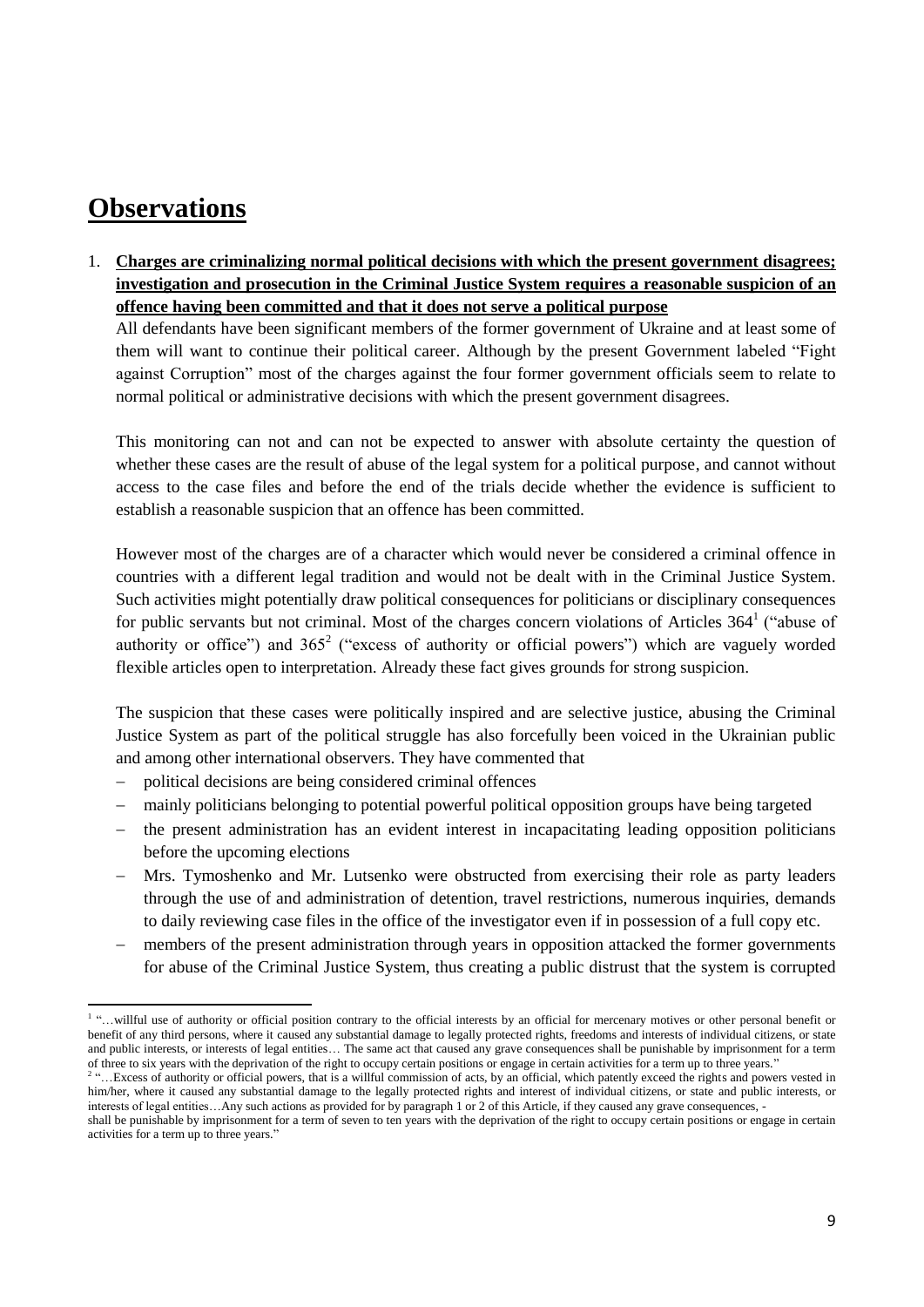# Observations

1. **Charges are criminalizing normal political decisions with which the present government disagrees; investigation and prosecution in the Criminal Justice System requires a reasonable suspicion of an offence having been committed and that it does not serve a political purpose**

   All defendants have been significant members of the former government of Ukraine and at least some of them will want to continue their political career. Although by the present Government labeled "Fight against Corruption" most of the charges against the four former government officials seem to relate to normal political or administrative decisions with which the present government disagrees.

   This monitoring can not and can not be expected to answer with absolute certainty the question of whether these cases are the result of abuse of the legal system for a political purpose, and cannot without access to the case files and before the end of the trials decide whether the evidence is sufficient to establish a reasonable suspicion that an offence has been committed.

   However most of the charges are of a character which would never be considered a criminal offence in countries with a different legal tradition and would not be dealt with in the Criminal Justice System. Such activities might potentially draw political consequences for politicians or disciplinary consequences for public servants but not criminal. Most of the charges concern violations of Articles 364[1] ("abuse of authority or office") and 365[2] ("excess of authority or official powers") which are vaguely worded flexible articles open to interpretation. Already these fact gives grounds for strong suspicion.

   The suspicion that these cases were politically inspired and are selective justice, abusing the Criminal Justice System as part of the political struggle has also forcefully been voiced in the Ukrainian public and among other international observers. They have commented that

   - political decisions are being considered criminal offences
   - mainly politicians belonging to potential powerful political opposition groups have being targeted
   - the present administration has an evident interest in incapacitating leading opposition politicians before the upcoming elections
   - Mrs. Tymoshenko and Mr. Lutsenko were obstructed from exercising their role as party leaders through the use of and administration of detention, travel restrictions, numerous inquiries, demands to daily reviewing case files in the office of the investigator even if in possession of a full copy etc.
   - members of the present administration through years in opposition attacked the former governments for abuse of the Criminal Justice System, thus creating a public distrust that the system is corrupted

---

[1] "…willful use of authority or official position contrary to the official interests by an official for mercenary motives or other personal benefit or benefit of any third persons, where it caused any substantial damage to legally protected rights, freedoms and interests of individual citizens, or state and public interests, or interests of legal entities… The same act that caused any grave consequences shall be punishable by imprisonment for a term of three to six years with the deprivation of the right to occupy certain positions or engage in certain activities for a term up to three years."

[2] "…Excess of authority or official powers, that is a willful commission of acts, by an official, which patently exceed the rights and powers vested in him/her, where it caused any substantial damage to the legally protected rights and interest of individual citizens, or state and public interests, or interests of legal entities…Any such actions as provided for by paragraph 1 or 2 of this Article, if they caused any grave consequences, - shall be punishable by imprisonment for a term of seven to ten years with the deprivation of the right to occupy certain positions or engage in certain activities for a term up to three years."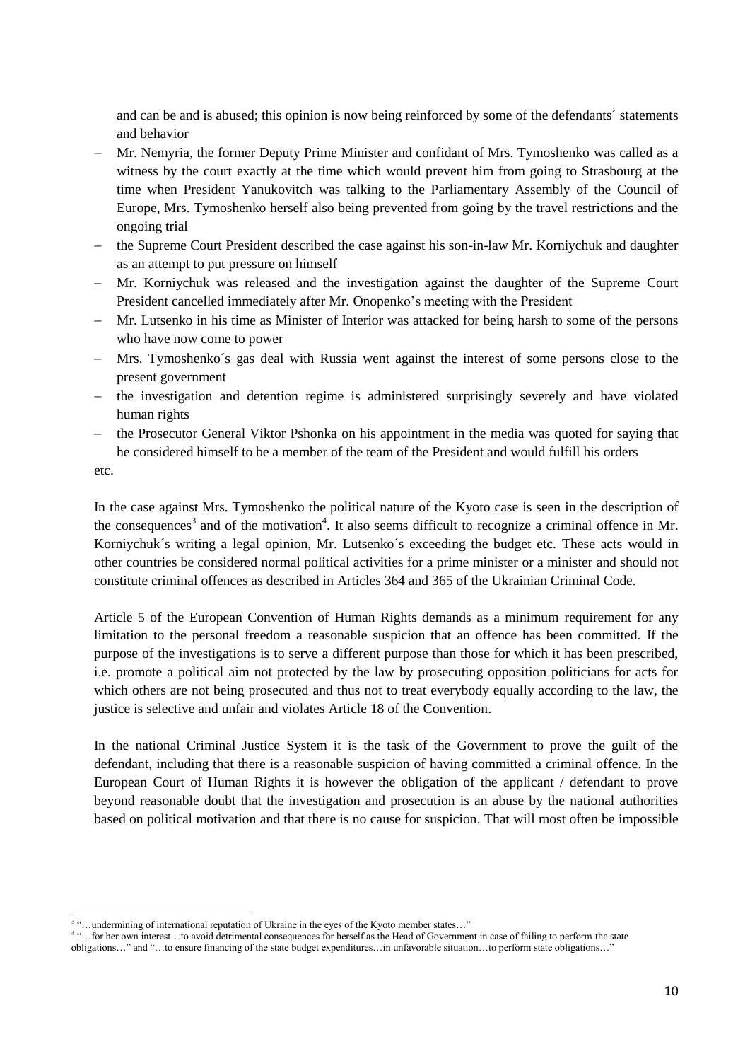and can be and is abused; this opinion is now being reinforced by some of the defendants´ statements and behavior

- Mr. Nemyria, the former Deputy Prime Minister and confidant of Mrs. Tymoshenko was called as a witness by the court exactly at the time which would prevent him from going to Strasbourg at the time when President Yanukovitch was talking to the Parliamentary Assembly of the Council of Europe, Mrs. Tymoshenko herself also being prevented from going by the travel restrictions and the ongoing trial
- the Supreme Court President described the case against his son-in-law Mr. Korniychuk and daughter as an attempt to put pressure on himself
- Mr. Korniychuk was released and the investigation against the daughter of the Supreme Court President cancelled immediately after Mr. Onopenko's meeting with the President
- Mr. Lutsenko in his time as Minister of Interior was attacked for being harsh to some of the persons who have now come to power
- Mrs. Tymoshenko´s gas deal with Russia went against the interest of some persons close to the present government
- the investigation and detention regime is administered surprisingly severely and have violated human rights
- the Prosecutor General Viktor Pshonka on his appointment in the media was quoted for saying that he considered himself to be a member of the team of the President and would fulfill his orders

etc.

In the case against Mrs. Tymoshenko the political nature of the Kyoto case is seen in the description of the consequences[3] and of the motivation[4]. It also seems difficult to recognize a criminal offence in Mr. Korniychuk´s writing a legal opinion, Mr. Lutsenko´s exceeding the budget etc. These acts would in other countries be considered normal political activities for a prime minister or a minister and should not constitute criminal offences as described in Articles 364 and 365 of the Ukrainian Criminal Code.

Article 5 of the European Convention of Human Rights demands as a minimum requirement for any limitation to the personal freedom a reasonable suspicion that an offence has been committed. If the purpose of the investigations is to serve a different purpose than those for which it has been prescribed, i.e. promote a political aim not protected by the law by prosecuting opposition politicians for acts for which others are not being prosecuted and thus not to treat everybody equally according to the law, the justice is selective and unfair and violates Article 18 of the Convention.

In the national Criminal Justice System it is the task of the Government to prove the guilt of the defendant, including that there is a reasonable suspicion of having committed a criminal offence. In the European Court of Human Rights it is however the obligation of the applicant / defendant to prove beyond reasonable doubt that the investigation and prosecution is an abuse by the national authorities based on political motivation and that there is no cause for suspicion. That will most often be impossible

---

[3] "…undermining of international reputation of Ukraine in the eyes of the Kyoto member states…"

[4] "…for her own interest…to avoid detrimental consequences for herself as the Head of Government in case of failing to perform the state obligations…" and "…to ensure financing of the state budget expenditures…in unfavorable situation…to perform state obligations…"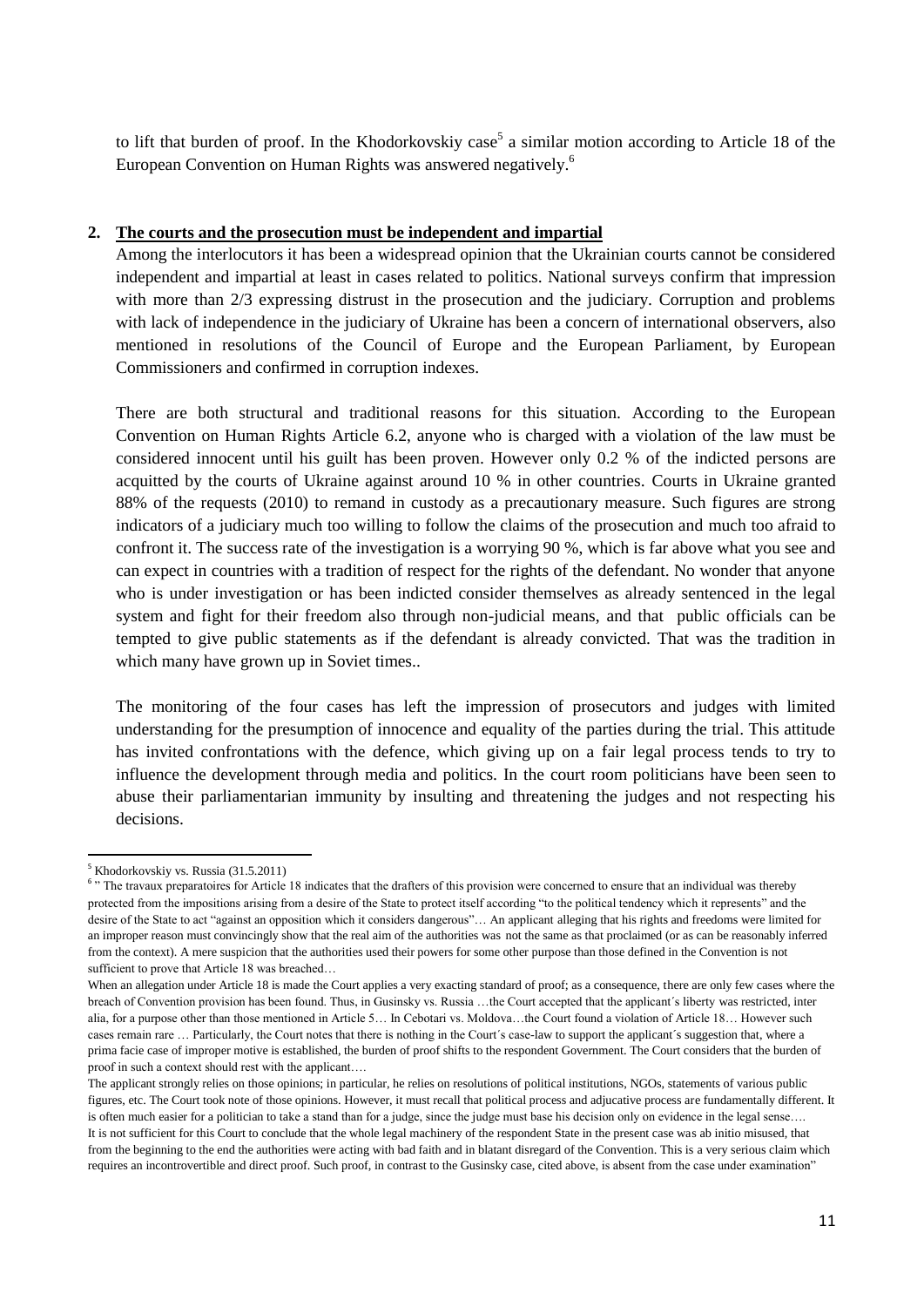to lift that burden of proof. In the Khodorkovskiy case[5] a similar motion according to Article 18 of the European Convention on Human Rights was answered negatively.[6]

**2. The courts and the prosecution must be independent and impartial**

Among the interlocutors it has been a widespread opinion that the Ukrainian courts cannot be considered independent and impartial at least in cases related to politics. National surveys confirm that impression with more than 2/3 expressing distrust in the prosecution and the judiciary. Corruption and problems with lack of independence in the judiciary of Ukraine has been a concern of international observers, also mentioned in resolutions of the Council of Europe and the European Parliament, by European Commissioners and confirmed in corruption indexes.

There are both structural and traditional reasons for this situation. According to the European Convention on Human Rights Article 6.2, anyone who is charged with a violation of the law must be considered innocent until his guilt has been proven. However only 0.2 % of the indicted persons are acquitted by the courts of Ukraine against around 10 % in other countries. Courts in Ukraine granted 88% of the requests (2010) to remand in custody as a precautionary measure. Such figures are strong indicators of a judiciary much too willing to follow the claims of the prosecution and much too afraid to confront it. The success rate of the investigation is a worrying 90 %, which is far above what you see and can expect in countries with a tradition of respect for the rights of the defendant. No wonder that anyone who is under investigation or has been indicted consider themselves as already sentenced in the legal system and fight for their freedom also through non-judicial means, and that public officials can be tempted to give public statements as if the defendant is already convicted. That was the tradition in which many have grown up in Soviet times..

The monitoring of the four cases has left the impression of prosecutors and judges with limited understanding for the presumption of innocence and equality of the parties during the trial. This attitude has invited confrontations with the defence, which giving up on a fair legal process tends to try to influence the development through media and politics. In the court room politicians have been seen to abuse their parliamentarian immunity by insulting and threatening the judges and not respecting his decisions.

---

[5] Khodorkovskiy vs. Russia (31.5.2011)

[6] " The travaux preparatoires for Article 18 indicates that the drafters of this provision were concerned to ensure that an individual was thereby protected from the impositions arising from a desire of the State to protect itself according "to the political tendency which it represents" and the desire of the State to act "against an opposition which it considers dangerous"… An applicant alleging that his rights and freedoms were limited for an improper reason must convincingly show that the real aim of the authorities was not the same as that proclaimed (or as can be reasonably inferred from the context). A mere suspicion that the authorities used their powers for some other purpose than those defined in the Convention is not sufficient to prove that Article 18 was breached…

When an allegation under Article 18 is made the Court applies a very exacting standard of proof; as a consequence, there are only few cases where the breach of Convention provision has been found. Thus, in Gusinsky vs. Russia …the Court accepted that the applicant´s liberty was restricted, inter alia, for a purpose other than those mentioned in Article 5… In Cebotari vs. Moldova…the Court found a violation of Article 18… However such cases remain rare … Particularly, the Court notes that there is nothing in the Court´s case-law to support the applicant´s suggestion that, where a prima facie case of improper motive is established, the burden of proof shifts to the respondent Government. The Court considers that the burden of proof in such a context should rest with the applicant….

The applicant strongly relies on those opinions; in particular, he relies on resolutions of political institutions, NGOs, statements of various public figures, etc. The Court took note of those opinions. However, it must recall that political process and adjucative process are fundamentally different. It is often much easier for a politician to take a stand than for a judge, since the judge must base his decision only on evidence in the legal sense…. It is not sufficient for this Court to conclude that the whole legal machinery of the respondent State in the present case was ab initio misused, that from the beginning to the end the authorities were acting with bad faith and in blatant disregard of the Convention. This is a very serious claim which requires an incontrovertible and direct proof. Such proof, in contrast to the Gusinsky case, cited above, is absent from the case under examination"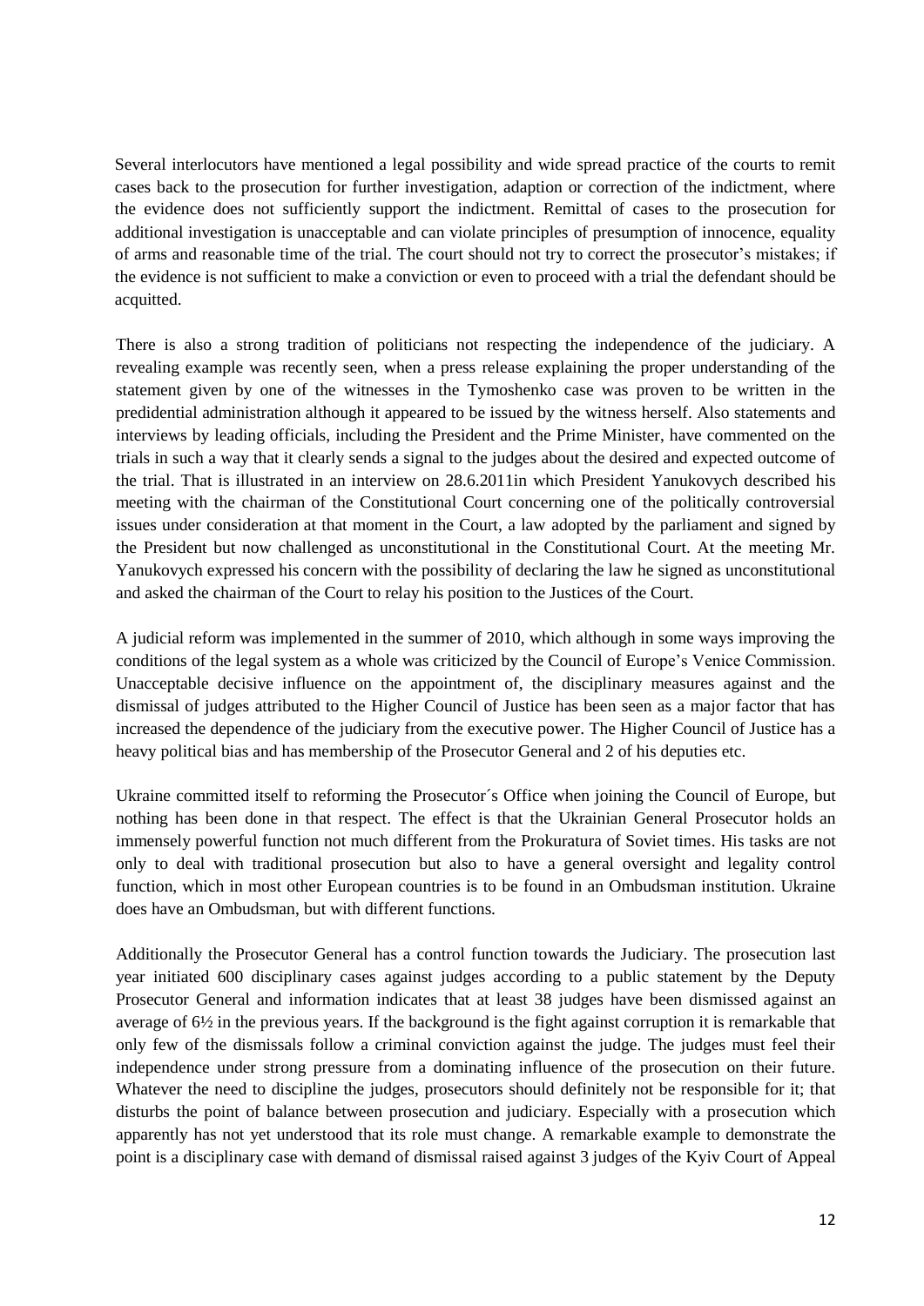Several interlocutors have mentioned a legal possibility and wide spread practice of the courts to remit cases back to the prosecution for further investigation, adaption or correction of the indictment, where the evidence does not sufficiently support the indictment. Remittal of cases to the prosecution for additional investigation is unacceptable and can violate principles of presumption of innocence, equality of arms and reasonable time of the trial. The court should not try to correct the prosecutor's mistakes; if the evidence is not sufficient to make a conviction or even to proceed with a trial the defendant should be acquitted.

There is also a strong tradition of politicians not respecting the independence of the judiciary. A revealing example was recently seen, when a press release explaining the proper understanding of the statement given by one of the witnesses in the Tymoshenko case was proven to be written in the predidential administration although it appeared to be issued by the witness herself. Also statements and interviews by leading officials, including the President and the Prime Minister, have commented on the trials in such a way that it clearly sends a signal to the judges about the desired and expected outcome of the trial. That is illustrated in an interview on 28.6.2011in which President Yanukovych described his meeting with the chairman of the Constitutional Court concerning one of the politically controversial issues under consideration at that moment in the Court, a law adopted by the parliament and signed by the President but now challenged as unconstitutional in the Constitutional Court. At the meeting Mr. Yanukovych expressed his concern with the possibility of declaring the law he signed as unconstitutional and asked the chairman of the Court to relay his position to the Justices of the Court.

A judicial reform was implemented in the summer of 2010, which although in some ways improving the conditions of the legal system as a whole was criticized by the Council of Europe's Venice Commission. Unacceptable decisive influence on the appointment of, the disciplinary measures against and the dismissal of judges attributed to the Higher Council of Justice has been seen as a major factor that has increased the dependence of the judiciary from the executive power. The Higher Council of Justice has a heavy political bias and has membership of the Prosecutor General and 2 of his deputies etc.

Ukraine committed itself to reforming the Prosecutor´s Office when joining the Council of Europe, but nothing has been done in that respect. The effect is that the Ukrainian General Prosecutor holds an immensely powerful function not much different from the Prokuratura of Soviet times. His tasks are not only to deal with traditional prosecution but also to have a general oversight and legality control function, which in most other European countries is to be found in an Ombudsman institution. Ukraine does have an Ombudsman, but with different functions.

Additionally the Prosecutor General has a control function towards the Judiciary. The prosecution last year initiated 600 disciplinary cases against judges according to a public statement by the Deputy Prosecutor General and information indicates that at least 38 judges have been dismissed against an average of 6½ in the previous years. If the background is the fight against corruption it is remarkable that only few of the dismissals follow a criminal conviction against the judge. The judges must feel their independence under strong pressure from a dominating influence of the prosecution on their future. Whatever the need to discipline the judges, prosecutors should definitely not be responsible for it; that disturbs the point of balance between prosecution and judiciary. Especially with a prosecution which apparently has not yet understood that its role must change. A remarkable example to demonstrate the point is a disciplinary case with demand of dismissal raised against 3 judges of the Kyiv Court of Appeal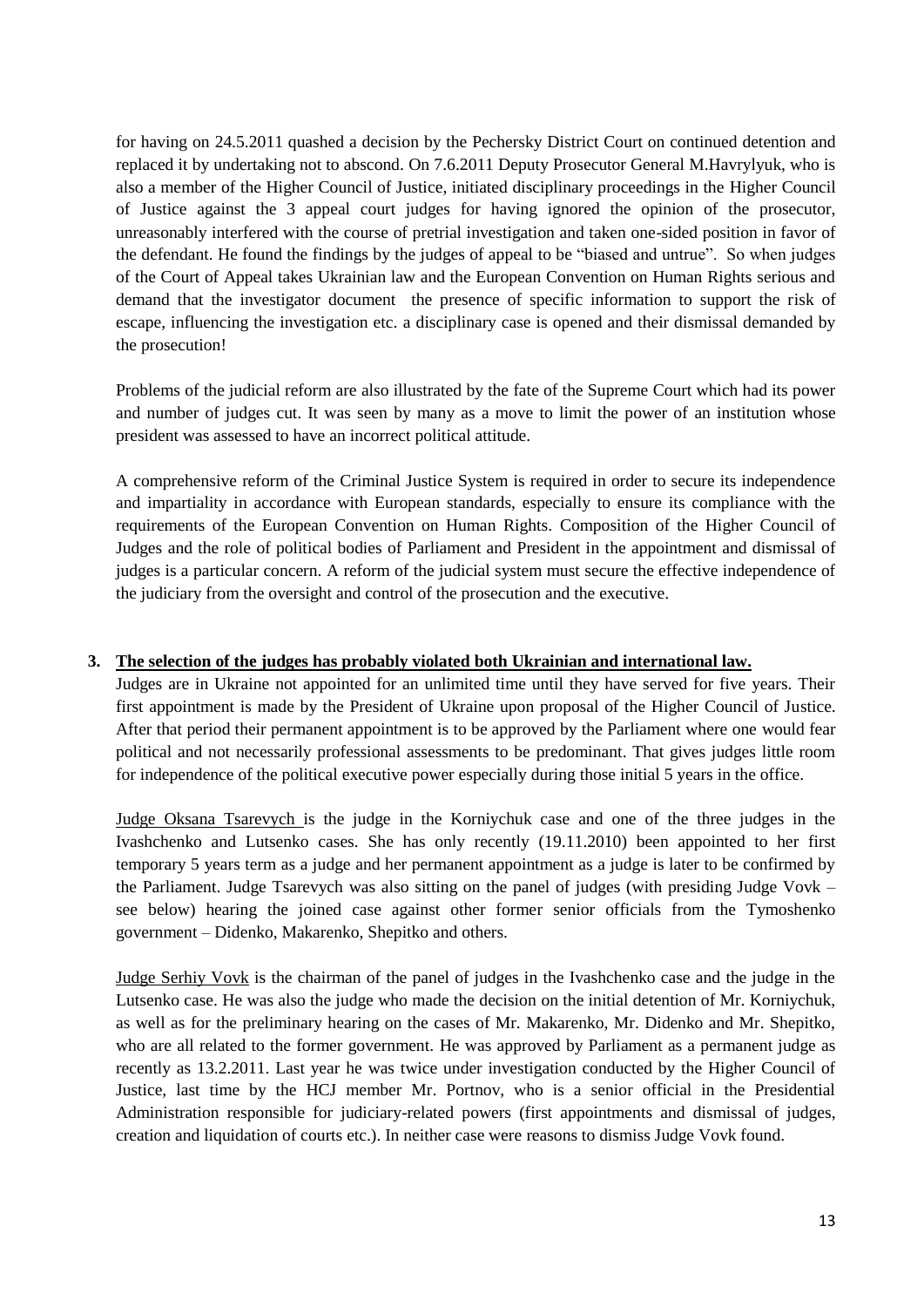for having on 24.5.2011 quashed a decision by the Pechersky District Court on continued detention and replaced it by undertaking not to abscond. On 7.6.2011 Deputy Prosecutor General M.Havrylyuk, who is also a member of the Higher Council of Justice, initiated disciplinary proceedings in the Higher Council of Justice against the 3 appeal court judges for having ignored the opinion of the prosecutor, unreasonably interfered with the course of pretrial investigation and taken one-sided position in favor of the defendant. He found the findings by the judges of appeal to be "biased and untrue". So when judges of the Court of Appeal takes Ukrainian law and the European Convention on Human Rights serious and demand that the investigator document the presence of specific information to support the risk of escape, influencing the investigation etc. a disciplinary case is opened and their dismissal demanded by the prosecution!

Problems of the judicial reform are also illustrated by the fate of the Supreme Court which had its power and number of judges cut. It was seen by many as a move to limit the power of an institution whose president was assessed to have an incorrect political attitude.

A comprehensive reform of the Criminal Justice System is required in order to secure its independence and impartiality in accordance with European standards, especially to ensure its compliance with the requirements of the European Convention on Human Rights. Composition of the Higher Council of Judges and the role of political bodies of Parliament and President in the appointment and dismissal of judges is a particular concern. A reform of the judicial system must secure the effective independence of the judiciary from the oversight and control of the prosecution and the executive.

**3. <u>The selection of the judges has probably violated both Ukrainian and international law.</u>**

Judges are in Ukraine not appointed for an unlimited time until they have served for five years. Their first appointment is made by the President of Ukraine upon proposal of the Higher Council of Justice. After that period their permanent appointment is to be approved by the Parliament where one would fear political and not necessarily professional assessments to be predominant. That gives judges little room for independence of the political executive power especially during those initial 5 years in the office.

<u>Judge Oksana Tsarevych</u> is the judge in the Korniychuk case and one of the three judges in the Ivashchenko and Lutsenko cases. She has only recently (19.11.2010) been appointed to her first temporary 5 years term as a judge and her permanent appointment as a judge is later to be confirmed by the Parliament. Judge Tsarevych was also sitting on the panel of judges (with presiding Judge Vovk – see below) hearing the joined case against other former senior officials from the Tymoshenko government – Didenko, Makarenko, Shepitko and others.

<u>Judge Serhiy Vovk</u> is the chairman of the panel of judges in the Ivashchenko case and the judge in the Lutsenko case. He was also the judge who made the decision on the initial detention of Mr. Korniychuk, as well as for the preliminary hearing on the cases of Mr. Makarenko, Mr. Didenko and Mr. Shepitko, who are all related to the former government. He was approved by Parliament as a permanent judge as recently as 13.2.2011. Last year he was twice under investigation conducted by the Higher Council of Justice, last time by the HCJ member Mr. Portnov, who is a senior official in the Presidential Administration responsible for judiciary-related powers (first appointments and dismissal of judges, creation and liquidation of courts etc.). In neither case were reasons to dismiss Judge Vovk found.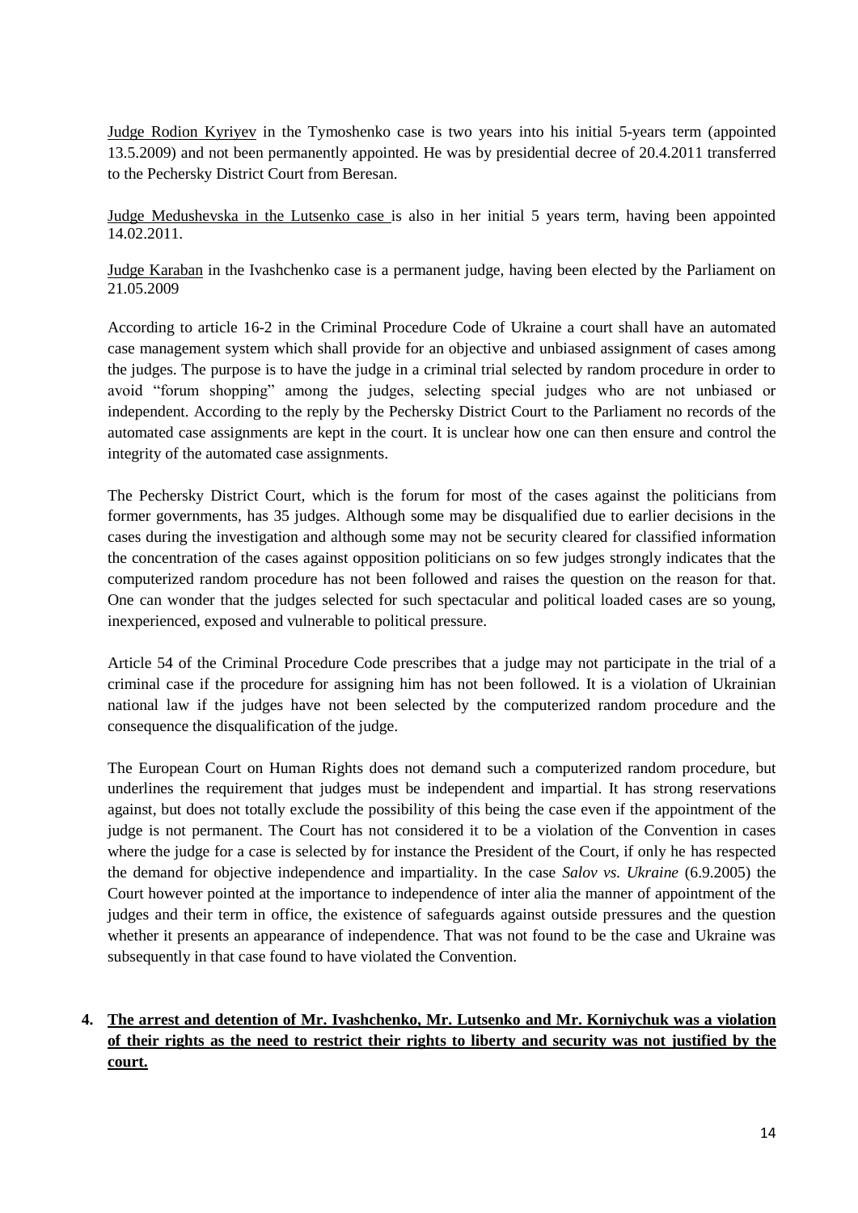Judge Rodion Kyriyev in the Tymoshenko case is two years into his initial 5-years term (appointed 13.5.2009) and not been permanently appointed. He was by presidential decree of 20.4.2011 transferred to the Pechersky District Court from Beresan.

Judge Medushevska in the Lutsenko case is also in her initial 5 years term, having been appointed 14.02.2011.

Judge Karaban in the Ivashchenko case is a permanent judge, having been elected by the Parliament on 21.05.2009

According to article 16-2 in the Criminal Procedure Code of Ukraine a court shall have an automated case management system which shall provide for an objective and unbiased assignment of cases among the judges. The purpose is to have the judge in a criminal trial selected by random procedure in order to avoid "forum shopping" among the judges, selecting special judges who are not unbiased or independent. According to the reply by the Pechersky District Court to the Parliament no records of the automated case assignments are kept in the court. It is unclear how one can then ensure and control the integrity of the automated case assignments.

The Pechersky District Court, which is the forum for most of the cases against the politicians from former governments, has 35 judges. Although some may be disqualified due to earlier decisions in the cases during the investigation and although some may not be security cleared for classified information the concentration of the cases against opposition politicians on so few judges strongly indicates that the computerized random procedure has not been followed and raises the question on the reason for that. One can wonder that the judges selected for such spectacular and political loaded cases are so young, inexperienced, exposed and vulnerable to political pressure.

Article 54 of the Criminal Procedure Code prescribes that a judge may not participate in the trial of a criminal case if the procedure for assigning him has not been followed. It is a violation of Ukrainian national law if the judges have not been selected by the computerized random procedure and the consequence the disqualification of the judge.

The European Court on Human Rights does not demand such a computerized random procedure, but underlines the requirement that judges must be independent and impartial. It has strong reservations against, but does not totally exclude the possibility of this being the case even if the appointment of the judge is not permanent. The Court has not considered it to be a violation of the Convention in cases where the judge for a case is selected by for instance the President of the Court, if only he has respected the demand for objective independence and impartiality. In the case *Salov vs. Ukraine* (6.9.2005) the Court however pointed at the importance to independence of inter alia the manner of appointment of the judges and their term in office, the existence of safeguards against outside pressures and the question whether it presents an appearance of independence. That was not found to be the case and Ukraine was subsequently in that case found to have violated the Convention.

## 4. The arrest and detention of Mr. Ivashchenko, Mr. Lutsenko and Mr. Korniychuk was a violation of their rights as the need to restrict their rights to liberty and security was not justified by the court.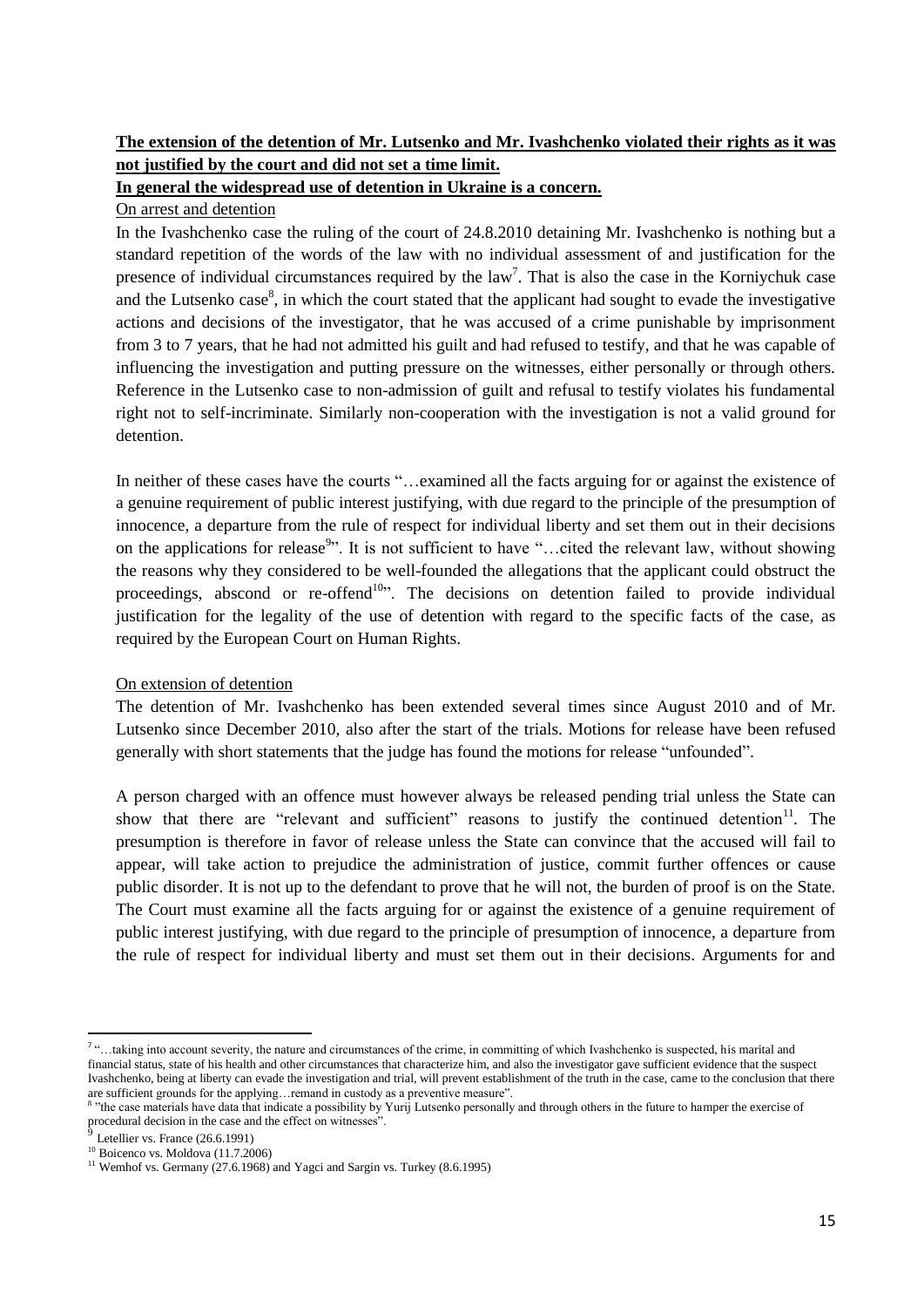**The extension of the detention of Mr. Lutsenko and Mr. Ivashchenko violated their rights as it was not justified by the court and did not set a time limit.**

**In general the widespread use of detention in Ukraine is a concern.**

On arrest and detention

In the Ivashchenko case the ruling of the court of 24.8.2010 detaining Mr. Ivashchenko is nothing but a standard repetition of the words of the law with no individual assessment of and justification for the presence of individual circumstances required by the law[7]. That is also the case in the Korniychuk case and the Lutsenko case[8], in which the court stated that the applicant had sought to evade the investigative actions and decisions of the investigator, that he was accused of a crime punishable by imprisonment from 3 to 7 years, that he had not admitted his guilt and had refused to testify, and that he was capable of influencing the investigation and putting pressure on the witnesses, either personally or through others. Reference in the Lutsenko case to non-admission of guilt and refusal to testify violates his fundamental right not to self-incriminate. Similarly non-cooperation with the investigation is not a valid ground for detention.

In neither of these cases have the courts "…examined all the facts arguing for or against the existence of a genuine requirement of public interest justifying, with due regard to the principle of the presumption of innocence, a departure from the rule of respect for individual liberty and set them out in their decisions on the applications for release[9]". It is not sufficient to have "…cited the relevant law, without showing the reasons why they considered to be well-founded the allegations that the applicant could obstruct the proceedings, abscond or re-offend[10]". The decisions on detention failed to provide individual justification for the legality of the use of detention with regard to the specific facts of the case, as required by the European Court on Human Rights.

On extension of detention

The detention of Mr. Ivashchenko has been extended several times since August 2010 and of Mr. Lutsenko since December 2010, also after the start of the trials. Motions for release have been refused generally with short statements that the judge has found the motions for release "unfounded".

A person charged with an offence must however always be released pending trial unless the State can show that there are "relevant and sufficient" reasons to justify the continued detention[11]. The presumption is therefore in favor of release unless the State can convince that the accused will fail to appear, will take action to prejudice the administration of justice, commit further offences or cause public disorder. It is not up to the defendant to prove that he will not, the burden of proof is on the State. The Court must examine all the facts arguing for or against the existence of a genuine requirement of public interest justifying, with due regard to the principle of presumption of innocence, a departure from the rule of respect for individual liberty and must set them out in their decisions. Arguments for and

---

[7] "…taking into account severity, the nature and circumstances of the crime, in committing of which Ivashchenko is suspected, his marital and financial status, state of his health and other circumstances that characterize him, and also the investigator gave sufficient evidence that the suspect Ivashchenko, being at liberty can evade the investigation and trial, will prevent establishment of the truth in the case, came to the conclusion that there are sufficient grounds for the applying…remand in custody as a preventive measure".

[8] "the case materials have data that indicate a possibility by Yurij Lutsenko personally and through others in the future to hamper the exercise of procedural decision in the case and the effect on witnesses".

[9] Letellier vs. France (26.6.1991)

[10] Boicenco vs. Moldova (11.7.2006)

[11] Wemhof vs. Germany (27.6.1968) and Yagci and Sargin vs. Turkey (8.6.1995)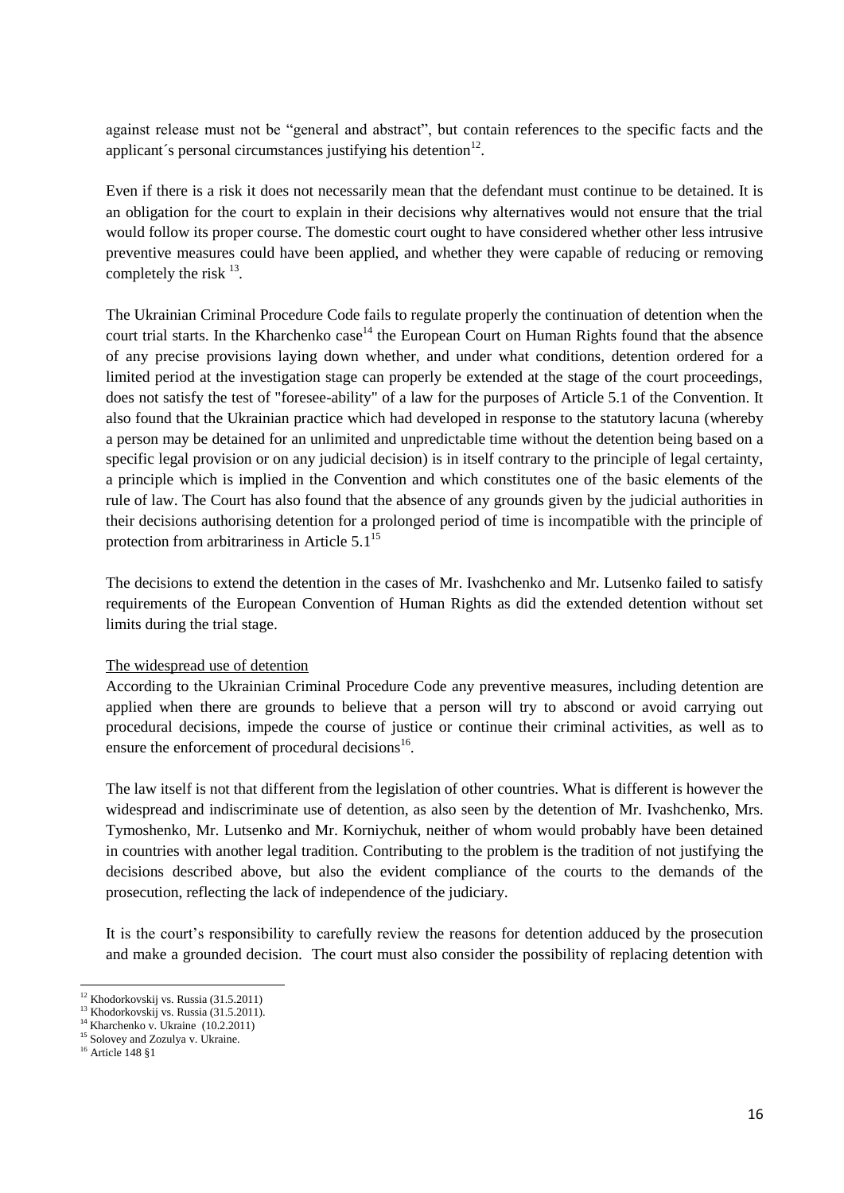against release must not be "general and abstract", but contain references to the specific facts and the applicant´s personal circumstances justifying his detention[12].

Even if there is a risk it does not necessarily mean that the defendant must continue to be detained. It is an obligation for the court to explain in their decisions why alternatives would not ensure that the trial would follow its proper course. The domestic court ought to have considered whether other less intrusive preventive measures could have been applied, and whether they were capable of reducing or removing completely the risk [13].

The Ukrainian Criminal Procedure Code fails to regulate properly the continuation of detention when the court trial starts. In the Kharchenko case[14] the European Court on Human Rights found that the absence of any precise provisions laying down whether, and under what conditions, detention ordered for a limited period at the investigation stage can properly be extended at the stage of the court proceedings, does not satisfy the test of "foresee-ability" of a law for the purposes of Article 5.1 of the Convention. It also found that the Ukrainian practice which had developed in response to the statutory lacuna (whereby a person may be detained for an unlimited and unpredictable time without the detention being based on a specific legal provision or on any judicial decision) is in itself contrary to the principle of legal certainty, a principle which is implied in the Convention and which constitutes one of the basic elements of the rule of law. The Court has also found that the absence of any grounds given by the judicial authorities in their decisions authorising detention for a prolonged period of time is incompatible with the principle of protection from arbitrariness in Article 5.1[15]

The decisions to extend the detention in the cases of Mr. Ivashchenko and Mr. Lutsenko failed to satisfy requirements of the European Convention of Human Rights as did the extended detention without set limits during the trial stage.

<u>The widespread use of detention</u>

According to the Ukrainian Criminal Procedure Code any preventive measures, including detention are applied when there are grounds to believe that a person will try to abscond or avoid carrying out procedural decisions, impede the course of justice or continue their criminal activities, as well as to ensure the enforcement of procedural decisions[16].

The law itself is not that different from the legislation of other countries. What is different is however the widespread and indiscriminate use of detention, as also seen by the detention of Mr. Ivashchenko, Mrs. Tymoshenko, Mr. Lutsenko and Mr. Korniychuk, neither of whom would probably have been detained in countries with another legal tradition. Contributing to the problem is the tradition of not justifying the decisions described above, but also the evident compliance of the courts to the demands of the prosecution, reflecting the lack of independence of the judiciary.

It is the court's responsibility to carefully review the reasons for detention adduced by the prosecution and make a grounded decision. The court must also consider the possibility of replacing detention with

---

[12] Khodorkovskij vs. Russia (31.5.2011)

[13] Khodorkovskij vs. Russia (31.5.2011).

[14] Kharchenko v. Ukraine (10.2.2011)

[15] Solovey and Zozulya v. Ukraine.

[16] Article 148 §1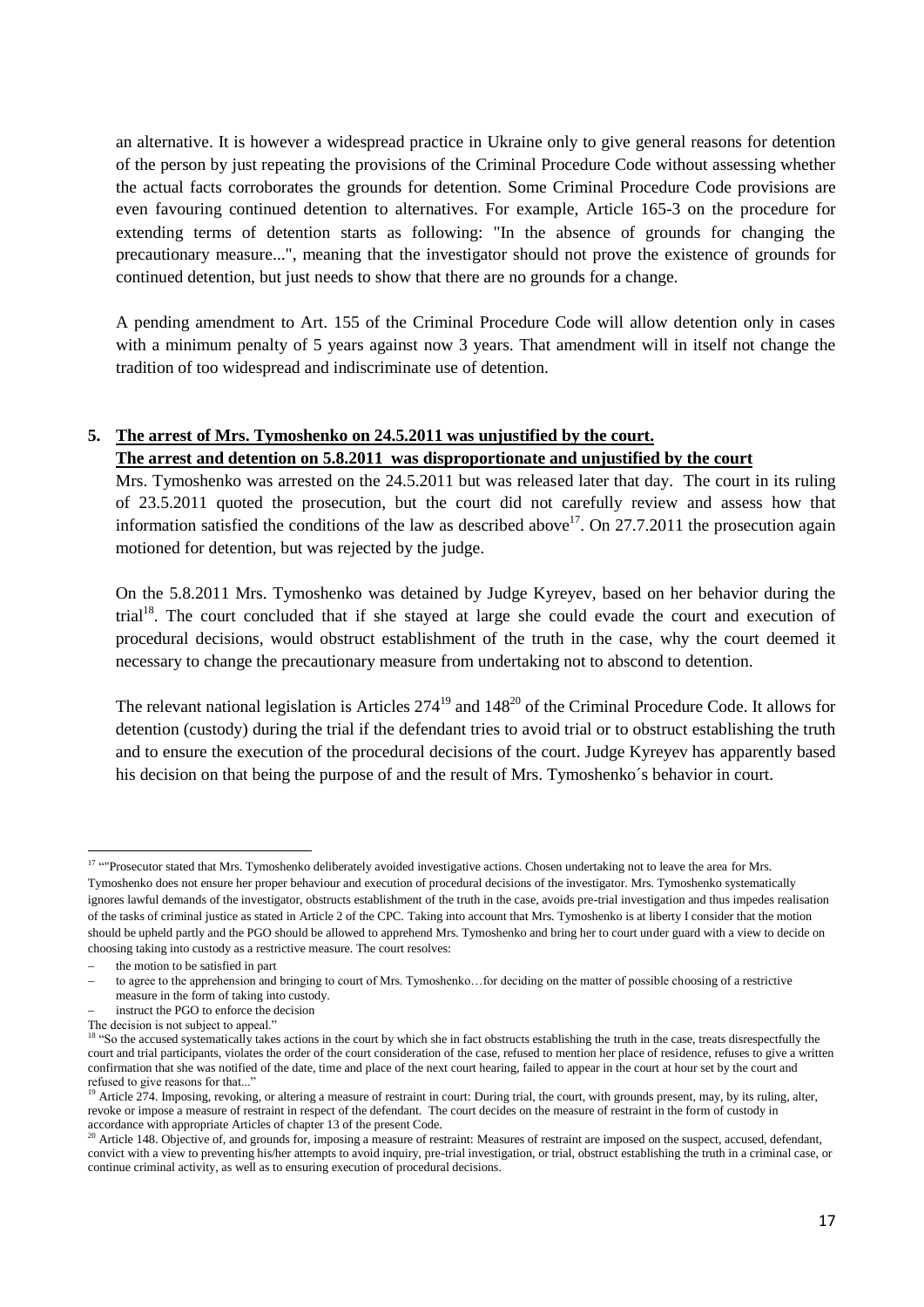an alternative. It is however a widespread practice in Ukraine only to give general reasons for detention of the person by just repeating the provisions of the Criminal Procedure Code without assessing whether the actual facts corroborates the grounds for detention. Some Criminal Procedure Code provisions are even favouring continued detention to alternatives. For example, Article 165-3 on the procedure for extending terms of detention starts as following: "In the absence of grounds for changing the precautionary measure...", meaning that the investigator should not prove the existence of grounds for continued detention, but just needs to show that there are no grounds for a change.

A pending amendment to Art. 155 of the Criminal Procedure Code will allow detention only in cases with a minimum penalty of 5 years against now 3 years. That amendment will in itself not change the tradition of too widespread and indiscriminate use of detention.

## 5. <u>The arrest of Mrs. Tymoshenko on 24.5.2011 was unjustified by the court.</u> <u>The arrest and detention on 5.8.2011 was disproportionate and unjustified by the court</u>

Mrs. Tymoshenko was arrested on the 24.5.2011 but was released later that day. The court in its ruling of 23.5.2011 quoted the prosecution, but the court did not carefully review and assess how that information satisfied the conditions of the law as described above[17]. On 27.7.2011 the prosecution again motioned for detention, but was rejected by the judge.

On the 5.8.2011 Mrs. Tymoshenko was detained by Judge Kyreyev, based on her behavior during the trial[18]. The court concluded that if she stayed at large she could evade the court and execution of procedural decisions, would obstruct establishment of the truth in the case, why the court deemed it necessary to change the precautionary measure from undertaking not to abscond to detention.

The relevant national legislation is Articles 274[19] and 148[20] of the Criminal Procedure Code. It allows for detention (custody) during the trial if the defendant tries to avoid trial or to obstruct establishing the truth and to ensure the execution of the procedural decisions of the court. Judge Kyreyev has apparently based his decision on that being the purpose of and the result of Mrs. Tymoshenko´s behavior in court.

---

[17] ""Prosecutor stated that Mrs. Tymoshenko deliberately avoided investigative actions. Chosen undertaking not to leave the area for Mrs. Tymoshenko does not ensure her proper behaviour and execution of procedural decisions of the investigator. Mrs. Tymoshenko systematically ignores lawful demands of the investigator, obstructs establishment of the truth in the case, avoids pre-trial investigation and thus impedes realisation of the tasks of criminal justice as stated in Article 2 of the CPC. Taking into account that Mrs. Tymoshenko is at liberty I consider that the motion should be upheld partly and the PGO should be allowed to apprehend Mrs. Tymoshenko and bring her to court under guard with a view to decide on choosing taking into custody as a restrictive measure. The court resolves:

- the motion to be satisfied in part
- to agree to the apprehension and bringing to court of Mrs. Tymoshenko…for deciding on the matter of possible choosing of a restrictive measure in the form of taking into custody.
- instruct the PGO to enforce the decision

The decision is not subject to appeal."

[18] "So the accused systematically takes actions in the court by which she in fact obstructs establishing the truth in the case, treats disrespectfully the court and trial participants, violates the order of the court consideration of the case, refused to mention her place of residence, refuses to give a written confirmation that she was notified of the date, time and place of the next court hearing, failed to appear in the court at hour set by the court and refused to give reasons for that..."

[19] Article 274. Imposing, revoking, or altering a measure of restraint in court: During trial, the court, with grounds present, may, by its ruling, alter, revoke or impose a measure of restraint in respect of the defendant. The court decides on the measure of restraint in the form of custody in accordance with appropriate Articles of chapter 13 of the present Code.

[20] Article 148. Objective of, and grounds for, imposing a measure of restraint: Measures of restraint are imposed on the suspect, accused, defendant, convict with a view to preventing his/her attempts to avoid inquiry, pre-trial investigation, or trial, obstruct establishing the truth in a criminal case, or continue criminal activity, as well as to ensuring execution of procedural decisions.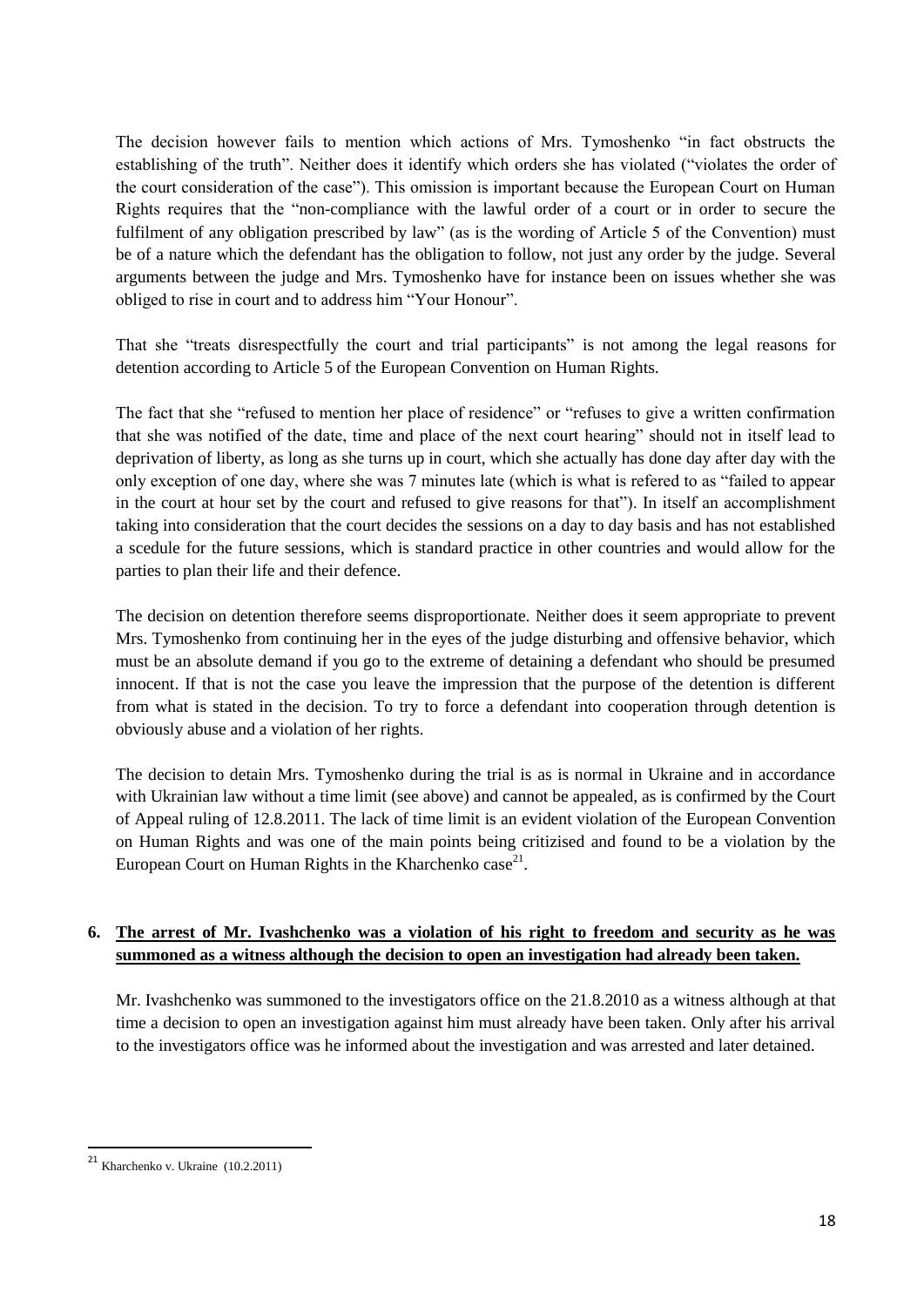The decision however fails to mention which actions of Mrs. Tymoshenko "in fact obstructs the establishing of the truth". Neither does it identify which orders she has violated ("violates the order of the court consideration of the case"). This omission is important because the European Court on Human Rights requires that the "non-compliance with the lawful order of a court or in order to secure the fulfilment of any obligation prescribed by law" (as is the wording of Article 5 of the Convention) must be of a nature which the defendant has the obligation to follow, not just any order by the judge. Several arguments between the judge and Mrs. Tymoshenko have for instance been on issues whether she was obliged to rise in court and to address him "Your Honour".

That she "treats disrespectfully the court and trial participants" is not among the legal reasons for detention according to Article 5 of the European Convention on Human Rights.

The fact that she "refused to mention her place of residence" or "refuses to give a written confirmation that she was notified of the date, time and place of the next court hearing" should not in itself lead to deprivation of liberty, as long as she turns up in court, which she actually has done day after day with the only exception of one day, where she was 7 minutes late (which is what is refered to as "failed to appear in the court at hour set by the court and refused to give reasons for that"). In itself an accomplishment taking into consideration that the court decides the sessions on a day to day basis and has not established a scedule for the future sessions, which is standard practice in other countries and would allow for the parties to plan their life and their defence.

The decision on detention therefore seems disproportionate. Neither does it seem appropriate to prevent Mrs. Tymoshenko from continuing her in the eyes of the judge disturbing and offensive behavior, which must be an absolute demand if you go to the extreme of detaining a defendant who should be presumed innocent. If that is not the case you leave the impression that the purpose of the detention is different from what is stated in the decision. To try to force a defendant into cooperation through detention is obviously abuse and a violation of her rights.

The decision to detain Mrs. Tymoshenko during the trial is as is normal in Ukraine and in accordance with Ukrainian law without a time limit (see above) and cannot be appealed, as is confirmed by the Court of Appeal ruling of 12.8.2011. The lack of time limit is an evident violation of the European Convention on Human Rights and was one of the main points being critizised and found to be a violation by the European Court on Human Rights in the Kharchenko case[21].

**6. <u>The arrest of Mr. Ivashchenko was a violation of his right to freedom and security as he was summoned as a witness although the decision to open an investigation had already been taken.</u>**

Mr. Ivashchenko was summoned to the investigators office on the 21.8.2010 as a witness although at that time a decision to open an investigation against him must already have been taken. Only after his arrival to the investigators office was he informed about the investigation and was arrested and later detained.

---

[21] Kharchenko v. Ukraine (10.2.2011)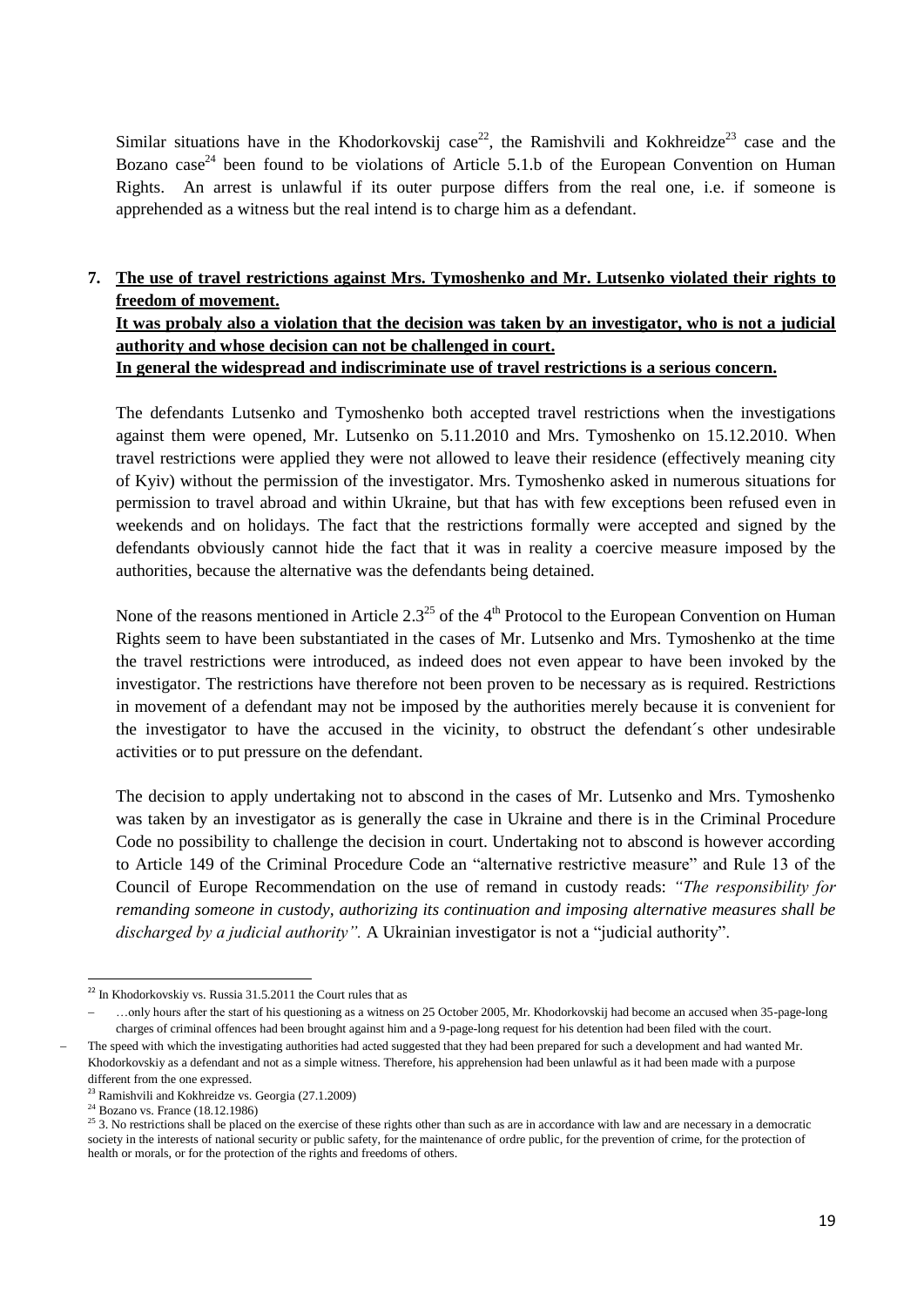Similar situations have in the Khodorkovskij case[22], the Ramishvili and Kokhreidze[23] case and the Bozano case[24] been found to be violations of Article 5.1.b of the European Convention on Human Rights. An arrest is unlawful if its outer purpose differs from the real one, i.e. if someone is apprehended as a witness but the real intend is to charge him as a defendant.

7. **The use of travel restrictions against Mrs. Tymoshenko and Mr. Lutsenko violated their rights to freedom of movement.**
**It was probaly also a violation that the decision was taken by an investigator, who is not a judicial authority and whose decision can not be challenged in court.**
**In general the widespread and indiscriminate use of travel restrictions is a serious concern.**

The defendants Lutsenko and Tymoshenko both accepted travel restrictions when the investigations against them were opened, Mr. Lutsenko on 5.11.2010 and Mrs. Tymoshenko on 15.12.2010. When travel restrictions were applied they were not allowed to leave their residence (effectively meaning city of Kyiv) without the permission of the investigator. Mrs. Tymoshenko asked in numerous situations for permission to travel abroad and within Ukraine, but that has with few exceptions been refused even in weekends and on holidays. The fact that the restrictions formally were accepted and signed by the defendants obviously cannot hide the fact that it was in reality a coercive measure imposed by the authorities, because the alternative was the defendants being detained.

None of the reasons mentioned in Article 2.3[25] of the 4th Protocol to the European Convention on Human Rights seem to have been substantiated in the cases of Mr. Lutsenko and Mrs. Tymoshenko at the time the travel restrictions were introduced, as indeed does not even appear to have been invoked by the investigator. The restrictions have therefore not been proven to be necessary as is required. Restrictions in movement of a defendant may not be imposed by the authorities merely because it is convenient for the investigator to have the accused in the vicinity, to obstruct the defendant´s other undesirable activities or to put pressure on the defendant.

The decision to apply undertaking not to abscond in the cases of Mr. Lutsenko and Mrs. Tymoshenko was taken by an investigator as is generally the case in Ukraine and there is in the Criminal Procedure Code no possibility to challenge the decision in court. Undertaking not to abscond is however according to Article 149 of the Criminal Procedure Code an "alternative restrictive measure" and Rule 13 of the Council of Europe Recommendation on the use of remand in custody reads: *"The responsibility for remanding someone in custody, authorizing its continuation and imposing alternative measures shall be discharged by a judicial authority".* A Ukrainian investigator is not a "judicial authority".

---

[22] In Khodorkovskiy vs. Russia 31.5.2011 the Court rules that as

- …only hours after the start of his questioning as a witness on 25 October 2005, Mr. Khodorkovskij had become an accused when 35-page-long charges of criminal offences had been brought against him and a 9-page-long request for his detention had been filed with the court.
- The speed with which the investigating authorities had acted suggested that they had been prepared for such a development and had wanted Mr. Khodorkovskiy as a defendant and not as a simple witness. Therefore, his apprehension had been unlawful as it had been made with a purpose different from the one expressed.

[23] Ramishvili and Kokhreidze vs. Georgia (27.1.2009)

[24] Bozano vs. France (18.12.1986)

[25] 3. No restrictions shall be placed on the exercise of these rights other than such as are in accordance with law and are necessary in a democratic society in the interests of national security or public safety, for the maintenance of ordre public, for the prevention of crime, for the protection of health or morals, or for the protection of the rights and freedoms of others.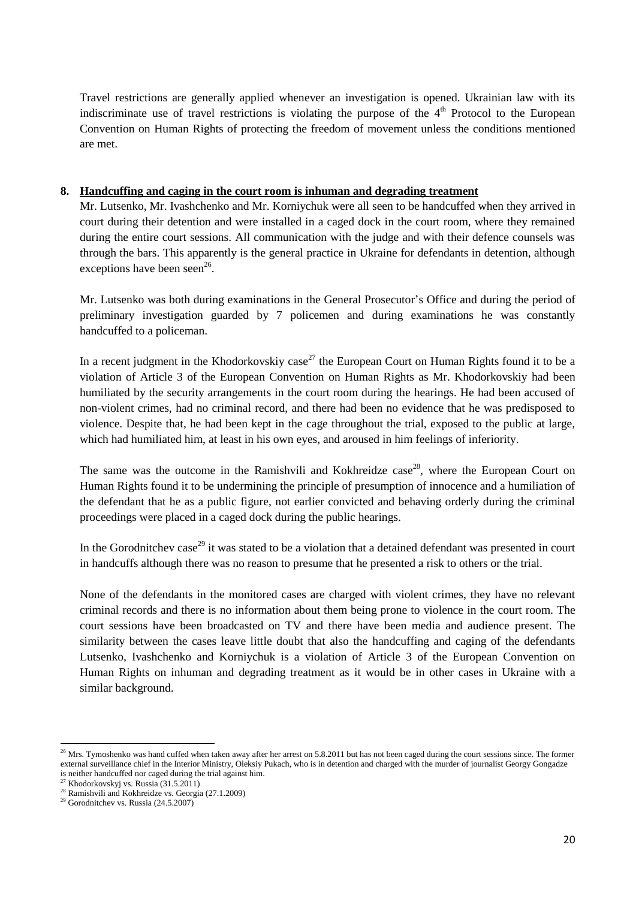Travel restrictions are generally applied whenever an investigation is opened. Ukrainian law with its indiscriminate use of travel restrictions is violating the purpose of the 4th Protocol to the European Convention on Human Rights of protecting the freedom of movement unless the conditions mentioned are met.

## 8. <u>Handcuffing and caging in the court room is inhuman and degrading treatment</u>

Mr. Lutsenko, Mr. Ivashchenko and Mr. Korniychuk were all seen to be handcuffed when they arrived in court during their detention and were installed in a caged dock in the court room, where they remained during the entire court sessions. All communication with the judge and with their defence counsels was through the bars. This apparently is the general practice in Ukraine for defendants in detention, although exceptions have been seen[26].

Mr. Lutsenko was both during examinations in the General Prosecutor's Office and during the period of preliminary investigation guarded by 7 policemen and during examinations he was constantly handcuffed to a policeman.

In a recent judgment in the Khodorkovskiy case[27] the European Court on Human Rights found it to be a violation of Article 3 of the European Convention on Human Rights as Mr. Khodorkovskiy had been humiliated by the security arrangements in the court room during the hearings. He had been accused of non-violent crimes, had no criminal record, and there had been no evidence that he was predisposed to violence. Despite that, he had been kept in the cage throughout the trial, exposed to the public at large, which had humiliated him, at least in his own eyes, and aroused in him feelings of inferiority.

The same was the outcome in the Ramishvili and Kokhreidze case[28], where the European Court on Human Rights found it to be undermining the principle of presumption of innocence and a humiliation of the defendant that he as a public figure, not earlier convicted and behaving orderly during the criminal proceedings were placed in a caged dock during the public hearings.

In the Gorodnitchev case[29] it was stated to be a violation that a detained defendant was presented in court in handcuffs although there was no reason to presume that he presented a risk to others or the trial.

None of the defendants in the monitored cases are charged with violent crimes, they have no relevant criminal records and there is no information about them being prone to violence in the court room. The court sessions have been broadcasted on TV and there have been media and audience present. The similarity between the cases leave little doubt that also the handcuffing and caging of the defendants Lutsenko, Ivashchenko and Korniychuk is a violation of Article 3 of the European Convention on Human Rights on inhuman and degrading treatment as it would be in other cases in Ukraine with a similar background.

---

[26] Mrs. Tymoshenko was hand cuffed when taken away after her arrest on 5.8.2011 but has not been caged during the court sessions since. The former external surveillance chief in the Interior Ministry, Oleksiy Pukach, who is in detention and charged with the murder of journalist Georgy Gongadze is neither handcuffed nor caged during the trial against him.

[27] Khodorkovskyj vs. Russia (31.5.2011)

[28] Ramishvili and Kokhreidze vs. Georgia (27.1.2009)

[29] Gorodnitchev vs. Russia (24.5.2007)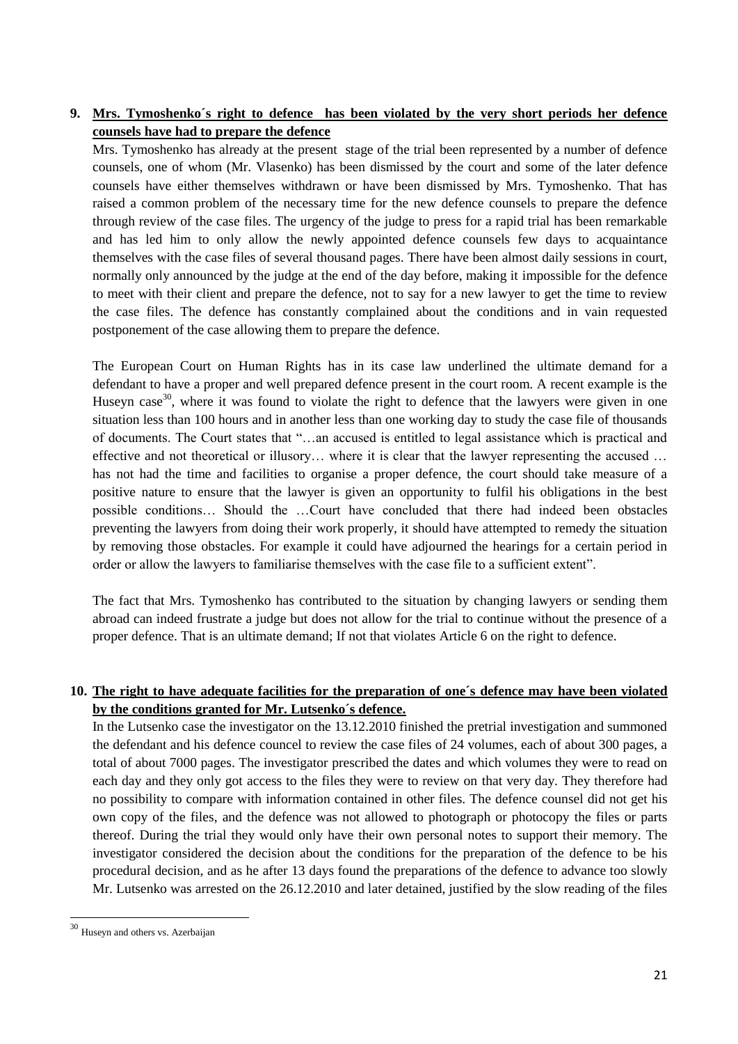9. **Mrs. Tymoshenko´s right to defence has been violated by the very short periods her defence counsels have had to prepare the defence**

Mrs. Tymoshenko has already at the present stage of the trial been represented by a number of defence counsels, one of whom (Mr. Vlasenko) has been dismissed by the court and some of the later defence counsels have either themselves withdrawn or have been dismissed by Mrs. Tymoshenko. That has raised a common problem of the necessary time for the new defence counsels to prepare the defence through review of the case files. The urgency of the judge to press for a rapid trial has been remarkable and has led him to only allow the newly appointed defence counsels few days to acquaintance themselves with the case files of several thousand pages. There have been almost daily sessions in court, normally only announced by the judge at the end of the day before, making it impossible for the defence to meet with their client and prepare the defence, not to say for a new lawyer to get the time to review the case files. The defence has constantly complained about the conditions and in vain requested postponement of the case allowing them to prepare the defence.

The European Court on Human Rights has in its case law underlined the ultimate demand for a defendant to have a proper and well prepared defence present in the court room. A recent example is the Huseyn case[30], where it was found to violate the right to defence that the lawyers were given in one situation less than 100 hours and in another less than one working day to study the case file of thousands of documents. The Court states that "…an accused is entitled to legal assistance which is practical and effective and not theoretical or illusory… where it is clear that the lawyer representing the accused … has not had the time and facilities to organise a proper defence, the court should take measure of a positive nature to ensure that the lawyer is given an opportunity to fulfil his obligations in the best possible conditions… Should the …Court have concluded that there had indeed been obstacles preventing the lawyers from doing their work properly, it should have attempted to remedy the situation by removing those obstacles. For example it could have adjourned the hearings for a certain period in order or allow the lawyers to familiarise themselves with the case file to a sufficient extent".

The fact that Mrs. Tymoshenko has contributed to the situation by changing lawyers or sending them abroad can indeed frustrate a judge but does not allow for the trial to continue without the presence of a proper defence. That is an ultimate demand; If not that violates Article 6 on the right to defence.

10. **The right to have adequate facilities for the preparation of one´s defence may have been violated by the conditions granted for Mr. Lutsenko´s defence.**

In the Lutsenko case the investigator on the 13.12.2010 finished the pretrial investigation and summoned the defendant and his defence councel to review the case files of 24 volumes, each of about 300 pages, a total of about 7000 pages. The investigator prescribed the dates and which volumes they were to read on each day and they only got access to the files they were to review on that very day. They therefore had no possibility to compare with information contained in other files. The defence counsel did not get his own copy of the files, and the defence was not allowed to photograph or photocopy the files or parts thereof. During the trial they would only have their own personal notes to support their memory. The investigator considered the decision about the conditions for the preparation of the defence to be his procedural decision, and as he after 13 days found the preparations of the defence to advance too slowly Mr. Lutsenko was arrested on the 26.12.2010 and later detained, justified by the slow reading of the files

[30] Huseyn and others vs. Azerbaijan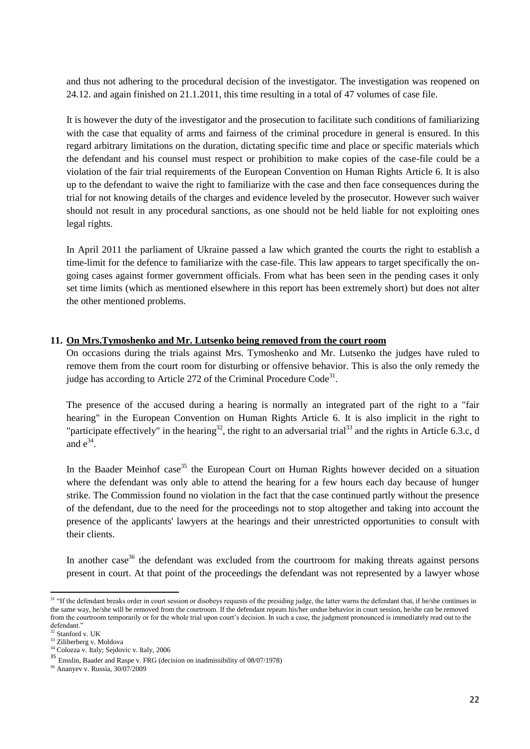and thus not adhering to the procedural decision of the investigator. The investigation was reopened on 24.12. and again finished on 21.1.2011, this time resulting in a total of 47 volumes of case file.

It is however the duty of the investigator and the prosecution to facilitate such conditions of familiarizing with the case that equality of arms and fairness of the criminal procedure in general is ensured. In this regard arbitrary limitations on the duration, dictating specific time and place or specific materials which the defendant and his counsel must respect or prohibition to make copies of the case-file could be a violation of the fair trial requirements of the European Convention on Human Rights Article 6. It is also up to the defendant to waive the right to familiarize with the case and then face consequences during the trial for not knowing details of the charges and evidence leveled by the prosecutor. However such waiver should not result in any procedural sanctions, as one should not be held liable for not exploiting ones legal rights.

In April 2011 the parliament of Ukraine passed a law which granted the courts the right to establish a time-limit for the defence to familiarize with the case-file. This law appears to target specifically the on-going cases against former government officials. From what has been seen in the pending cases it only set time limits (which as mentioned elsewhere in this report has been extremely short) but does not alter the other mentioned problems.

## 11. On Mrs.Tymoshenko and Mr. Lutsenko being removed from the court room

On occasions during the trials against Mrs. Tymoshenko and Mr. Lutsenko the judges have ruled to remove them from the court room for disturbing or offensive behavior. This is also the only remedy the judge has according to Article 272 of the Criminal Procedure Code[31].

The presence of the accused during a hearing is normally an integrated part of the right to a "fair hearing" in the European Convention on Human Rights Article 6. It is also implicit in the right to "participate effectively" in the hearing[32], the right to an adversarial trial[33] and the rights in Article 6.3.c, d and e[34].

In the Baader Meinhof case[35] the European Court on Human Rights however decided on a situation where the defendant was only able to attend the hearing for a few hours each day because of hunger strike. The Commission found no violation in the fact that the case continued partly without the presence of the defendant, due to the need for the proceedings not to stop altogether and taking into account the presence of the applicants' lawyers at the hearings and their unrestricted opportunities to consult with their clients.

In another case[36] the defendant was excluded from the courtroom for making threats against persons present in court. At that point of the proceedings the defendant was not represented by a lawyer whose

---

[31] "If the defendant breaks order in court session or disobeys requests of the presiding judge, the latter warns the defendant that, if he/she continues in the same way, he/she will be removed from the courtroom. If the defendant repeats his/her undue behavior in court session, he/she can be removed from the courtroom temporarily or for the whole trial upon court's decision. In such a case, the judgment pronounced is immediately read out to the defendant."

[32] Stanford v. UK

[33] Ziliberberg v. Moldova

[34] Colozza v. Italy; Sejdovic v. Italy, 2006

[35] Ensslin, Baader and Raspe v. FRG (decision on inadmissibility of 08/07/1978)

[36] Ananyev v. Russia, 30/07/2009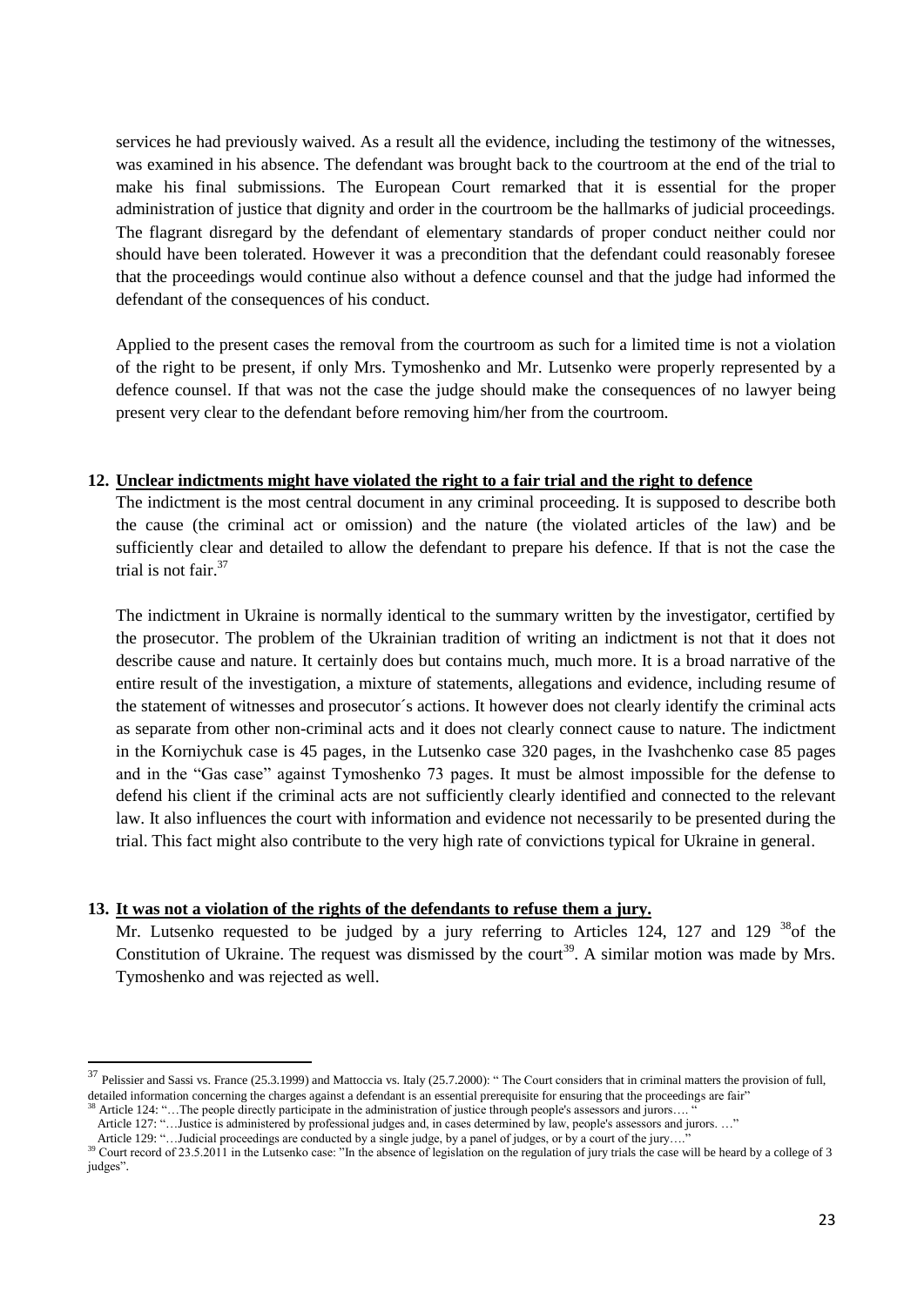services he had previously waived. As a result all the evidence, including the testimony of the witnesses, was examined in his absence. The defendant was brought back to the courtroom at the end of the trial to make his final submissions. The European Court remarked that it is essential for the proper administration of justice that dignity and order in the courtroom be the hallmarks of judicial proceedings. The flagrant disregard by the defendant of elementary standards of proper conduct neither could nor should have been tolerated. However it was a precondition that the defendant could reasonably foresee that the proceedings would continue also without a defence counsel and that the judge had informed the defendant of the consequences of his conduct.

Applied to the present cases the removal from the courtroom as such for a limited time is not a violation of the right to be present, if only Mrs. Tymoshenko and Mr. Lutsenko were properly represented by a defence counsel. If that was not the case the judge should make the consequences of no lawyer being present very clear to the defendant before removing him/her from the courtroom.

## 12. Unclear indictments might have violated the right to a fair trial and the right to defence

The indictment is the most central document in any criminal proceeding. It is supposed to describe both the cause (the criminal act or omission) and the nature (the violated articles of the law) and be sufficiently clear and detailed to allow the defendant to prepare his defence. If that is not the case the trial is not fair.[37]

The indictment in Ukraine is normally identical to the summary written by the investigator, certified by the prosecutor. The problem of the Ukrainian tradition of writing an indictment is not that it does not describe cause and nature. It certainly does but contains much, much more. It is a broad narrative of the entire result of the investigation, a mixture of statements, allegations and evidence, including resume of the statement of witnesses and prosecutor´s actions. It however does not clearly identify the criminal acts as separate from other non-criminal acts and it does not clearly connect cause to nature. The indictment in the Korniychuk case is 45 pages, in the Lutsenko case 320 pages, in the Ivashchenko case 85 pages and in the "Gas case" against Tymoshenko 73 pages. It must be almost impossible for the defense to defend his client if the criminal acts are not sufficiently clearly identified and connected to the relevant law. It also influences the court with information and evidence not necessarily to be presented during the trial. This fact might also contribute to the very high rate of convictions typical for Ukraine in general.

## 13. It was not a violation of the rights of the defendants to refuse them a jury.

Mr. Lutsenko requested to be judged by a jury referring to Articles 124, 127 and 129 [38]of the Constitution of Ukraine. The request was dismissed by the court[39]. A similar motion was made by Mrs. Tymoshenko and was rejected as well.

---

[37] Pelissier and Sassi vs. France (25.3.1999) and Mattoccia vs. Italy (25.7.2000): " The Court considers that in criminal matters the provision of full, detailed information concerning the charges against a defendant is an essential prerequisite for ensuring that the proceedings are fair"

[38] Article 124: "…The people directly participate in the administration of justice through people's assessors and jurors…. "
Article 127: "…Justice is administered by professional judges and, in cases determined by law, people's assessors and jurors. …"
Article 129: "…Judicial proceedings are conducted by a single judge, by a panel of judges, or by a court of the jury…."

[39] Court record of 23.5.2011 in the Lutsenko case: "In the absence of legislation on the regulation of jury trials the case will be heard by a college of 3 judges".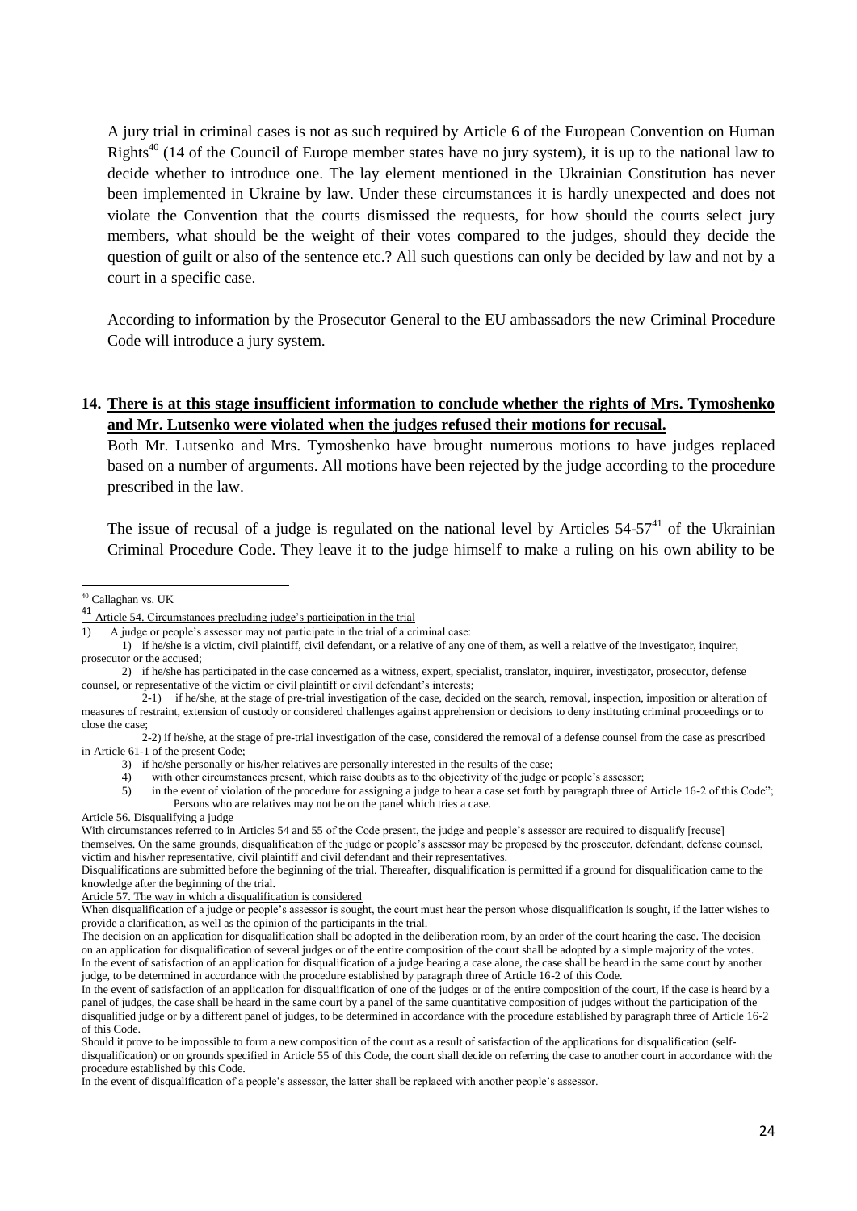A jury trial in criminal cases is not as such required by Article 6 of the European Convention on Human Rights[40] (14 of the Council of Europe member states have no jury system), it is up to the national law to decide whether to introduce one. The lay element mentioned in the Ukrainian Constitution has never been implemented in Ukraine by law. Under these circumstances it is hardly unexpected and does not violate the Convention that the courts dismissed the requests, for how should the courts select jury members, what should be the weight of their votes compared to the judges, should they decide the question of guilt or also of the sentence etc.? All such questions can only be decided by law and not by a court in a specific case.

According to information by the Prosecutor General to the EU ambassadors the new Criminal Procedure Code will introduce a jury system.

**14. <u>There is at this stage insufficient information to conclude whether the rights of Mrs. Tymoshenko and Mr. Lutsenko were violated when the judges refused their motions for recusal.</u>**

Both Mr. Lutsenko and Mrs. Tymoshenko have brought numerous motions to have judges replaced based on a number of arguments. All motions have been rejected by the judge according to the procedure prescribed in the law.

The issue of recusal of a judge is regulated on the national level by Articles 54-57[41] of the Ukrainian Criminal Procedure Code. They leave it to the judge himself to make a ruling on his own ability to be

---

[40] Callaghan vs. UK

[41] <u>Article 54. Circumstances precluding judge's participation in the trial</u>

1) A judge or people's assessor may not participate in the trial of a criminal case:

1) if he/she is a victim, civil plaintiff, civil defendant, or a relative of any one of them, as well a relative of the investigator, inquirer, prosecutor or the accused;

2) if he/she has participated in the case concerned as a witness, expert, specialist, translator, inquirer, investigator, prosecutor, defense counsel, or representative of the victim or civil plaintiff or civil defendant's interests;

2-1) if he/she, at the stage of pre-trial investigation of the case, decided on the search, removal, inspection, imposition or alteration of measures of restraint, extension of custody or considered challenges against apprehension or decisions to deny instituting criminal proceedings or to close the case;

2-2) if he/she, at the stage of pre-trial investigation of the case, considered the removal of a defense counsel from the case as prescribed in Article 61-1 of the present Code;

3) if he/she personally or his/her relatives are personally interested in the results of the case;

4) with other circumstances present, which raise doubts as to the objectivity of the judge or people's assessor;

5) in the event of violation of the procedure for assigning a judge to hear a case set forth by paragraph three of Article 16-2 of this Code";

Persons who are relatives may not be on the panel which tries a case.

<u>Article 56. Disqualifying a judge</u>

With circumstances referred to in Articles 54 and 55 of the Code present, the judge and people's assessor are required to disqualify [recuse] themselves. On the same grounds, disqualification of the judge or people's assessor may be proposed by the prosecutor, defendant, defense counsel, victim and his/her representative, civil plaintiff and civil defendant and their representatives.

Disqualifications are submitted before the beginning of the trial. Thereafter, disqualification is permitted if a ground for disqualification came to the knowledge after the beginning of the trial.

<u>Article 57. The way in which a disqualification is considered</u>

When disqualification of a judge or people's assessor is sought, the court must hear the person whose disqualification is sought, if the latter wishes to provide a clarification, as well as the opinion of the participants in the trial.

The decision on an application for disqualification shall be adopted in the deliberation room, by an order of the court hearing the case. The decision on an application for disqualification of several judges or of the entire composition of the court shall be adopted by a simple majority of the votes.

In the event of satisfaction of an application for disqualification of a judge hearing a case alone, the case shall be heard in the same court by another judge, to be determined in accordance with the procedure established by paragraph three of Article 16-2 of this Code.

In the event of satisfaction of an application for disqualification of one of the judges or of the entire composition of the court, if the case is heard by a panel of judges, the case shall be heard in the same court by a panel of the same quantitative composition of judges without the participation of the disqualified judge or by a different panel of judges, to be determined in accordance with the procedure established by paragraph three of Article 16-2 of this Code.

Should it prove to be impossible to form a new composition of the court as a result of satisfaction of the applications for disqualification (self-disqualification) or on grounds specified in Article 55 of this Code, the court shall decide on referring the case to another court in accordance with the procedure established by this Code.

In the event of disqualification of a people's assessor, the latter shall be replaced with another people's assessor.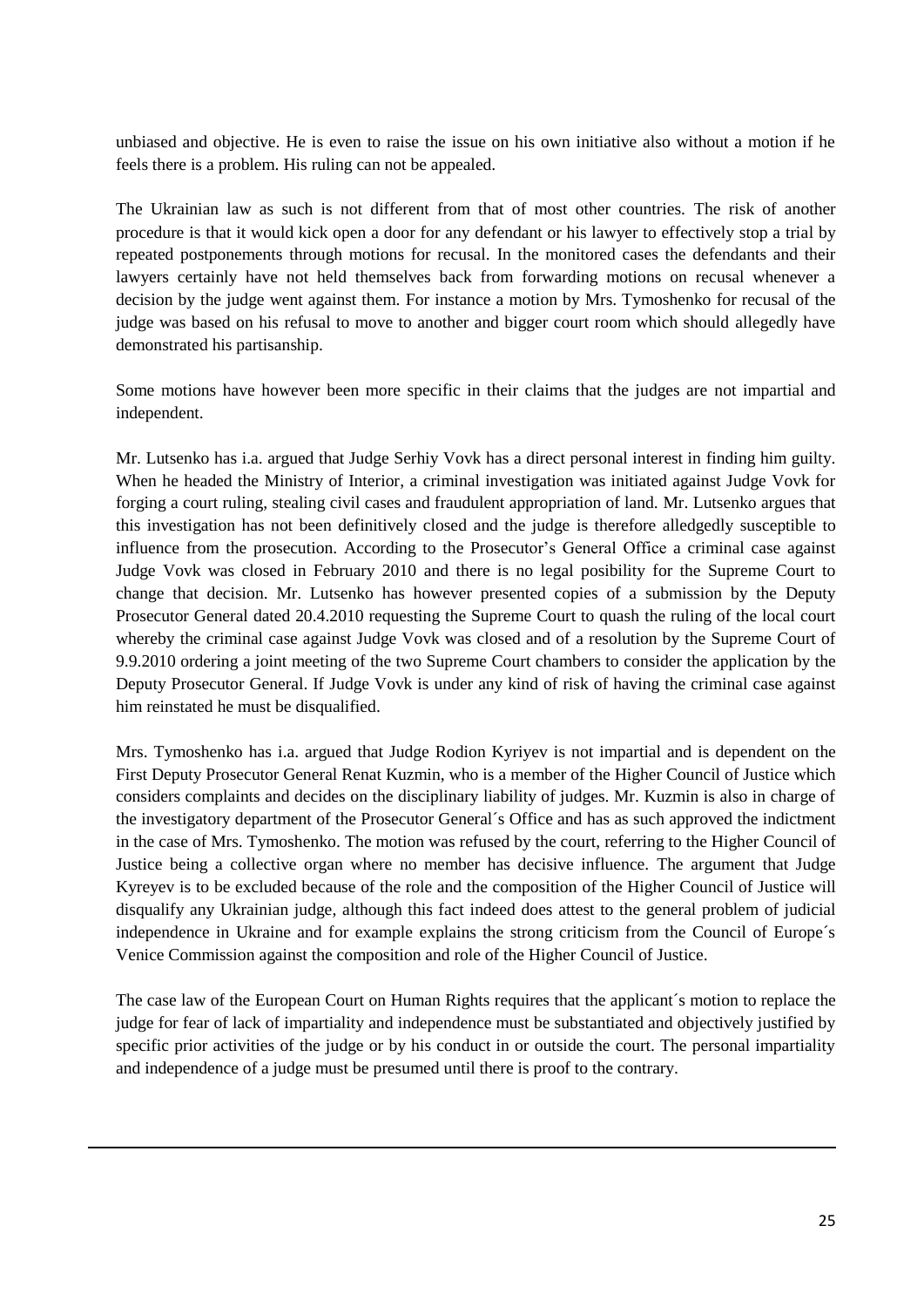unbiased and objective. He is even to raise the issue on his own initiative also without a motion if he feels there is a problem. His ruling can not be appealed.

The Ukrainian law as such is not different from that of most other countries. The risk of another procedure is that it would kick open a door for any defendant or his lawyer to effectively stop a trial by repeated postponements through motions for recusal. In the monitored cases the defendants and their lawyers certainly have not held themselves back from forwarding motions on recusal whenever a decision by the judge went against them. For instance a motion by Mrs. Tymoshenko for recusal of the judge was based on his refusal to move to another and bigger court room which should allegedly have demonstrated his partisanship.

Some motions have however been more specific in their claims that the judges are not impartial and independent.

Mr. Lutsenko has i.a. argued that Judge Serhiy Vovk has a direct personal interest in finding him guilty. When he headed the Ministry of Interior, a criminal investigation was initiated against Judge Vovk for forging a court ruling, stealing civil cases and fraudulent appropriation of land. Mr. Lutsenko argues that this investigation has not been definitively closed and the judge is therefore alledgedly susceptible to influence from the prosecution. According to the Prosecutor's General Office a criminal case against Judge Vovk was closed in February 2010 and there is no legal posibility for the Supreme Court to change that decision. Mr. Lutsenko has however presented copies of a submission by the Deputy Prosecutor General dated 20.4.2010 requesting the Supreme Court to quash the ruling of the local court whereby the criminal case against Judge Vovk was closed and of a resolution by the Supreme Court of 9.9.2010 ordering a joint meeting of the two Supreme Court chambers to consider the application by the Deputy Prosecutor General. If Judge Vovk is under any kind of risk of having the criminal case against him reinstated he must be disqualified.

Mrs. Tymoshenko has i.a. argued that Judge Rodion Kyriyev is not impartial and is dependent on the First Deputy Prosecutor General Renat Kuzmin, who is a member of the Higher Council of Justice which considers complaints and decides on the disciplinary liability of judges. Mr. Kuzmin is also in charge of the investigatory department of the Prosecutor General´s Office and has as such approved the indictment in the case of Mrs. Tymoshenko. The motion was refused by the court, referring to the Higher Council of Justice being a collective organ where no member has decisive influence. The argument that Judge Kyreyev is to be excluded because of the role and the composition of the Higher Council of Justice will disqualify any Ukrainian judge, although this fact indeed does attest to the general problem of judicial independence in Ukraine and for example explains the strong criticism from the Council of Europe´s Venice Commission against the composition and role of the Higher Council of Justice.

The case law of the European Court on Human Rights requires that the applicant´s motion to replace the judge for fear of lack of impartiality and independence must be substantiated and objectively justified by specific prior activities of the judge or by his conduct in or outside the court. The personal impartiality and independence of a judge must be presumed until there is proof to the contrary.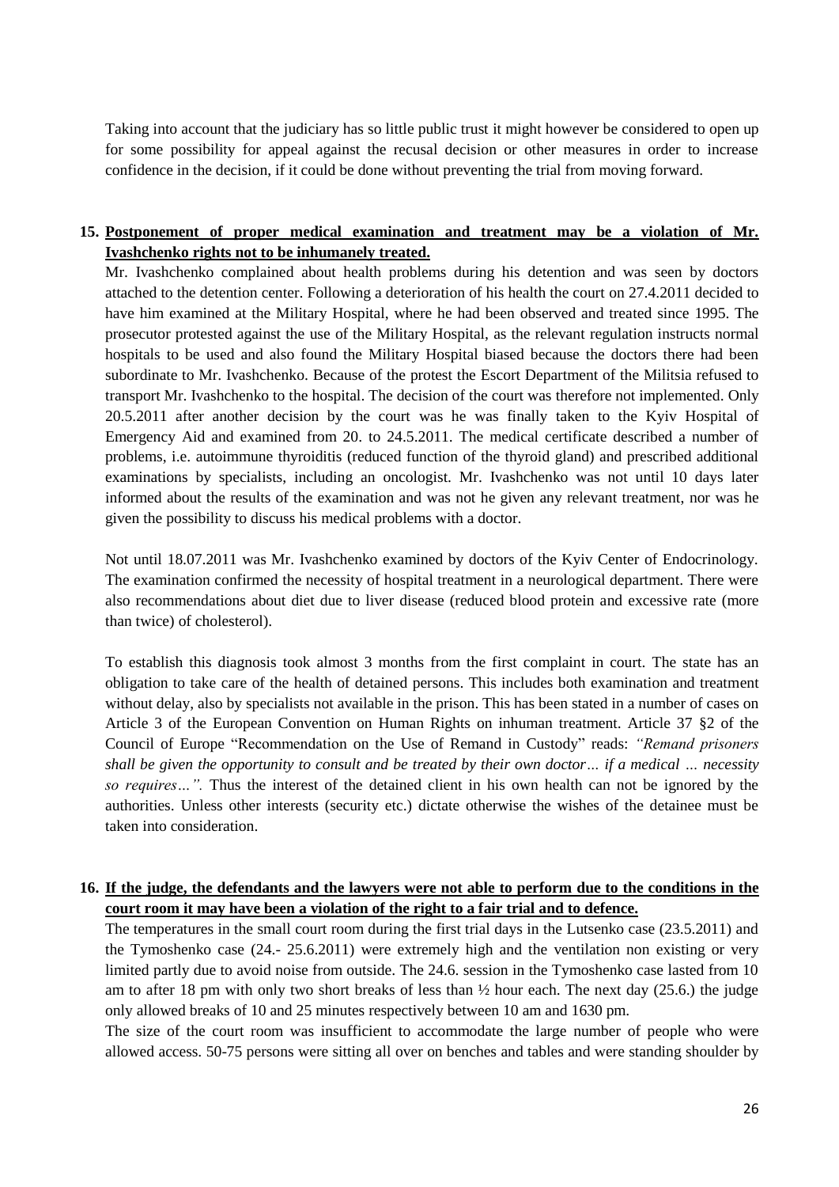Taking into account that the judiciary has so little public trust it might however be considered to open up for some possibility for appeal against the recusal decision or other measures in order to increase confidence in the decision, if it could be done without preventing the trial from moving forward.

**15. <u>Postponement of proper medical examination and treatment may be a violation of Mr. Ivashchenko rights not to be inhumanely treated.</u>**

Mr. Ivashchenko complained about health problems during his detention and was seen by doctors attached to the detention center. Following a deterioration of his health the court on 27.4.2011 decided to have him examined at the Military Hospital, where he had been observed and treated since 1995. The prosecutor protested against the use of the Military Hospital, as the relevant regulation instructs normal hospitals to be used and also found the Military Hospital biased because the doctors there had been subordinate to Mr. Ivashchenko. Because of the protest the Escort Department of the Militsia refused to transport Mr. Ivashchenko to the hospital. The decision of the court was therefore not implemented. Only 20.5.2011 after another decision by the court was he was finally taken to the Kyiv Hospital of Emergency Aid and examined from 20. to 24.5.2011. The medical certificate described a number of problems, i.e. autoimmune thyroiditis (reduced function of the thyroid gland) and prescribed additional examinations by specialists, including an oncologist. Mr. Ivashchenko was not until 10 days later informed about the results of the examination and was not he given any relevant treatment, nor was he given the possibility to discuss his medical problems with a doctor.

Not until 18.07.2011 was Mr. Ivashchenko examined by doctors of the Kyiv Center of Endocrinology. The examination confirmed the necessity of hospital treatment in a neurological department. There were also recommendations about diet due to liver disease (reduced blood protein and excessive rate (more than twice) of cholesterol).

To establish this diagnosis took almost 3 months from the first complaint in court. The state has an obligation to take care of the health of detained persons. This includes both examination and treatment without delay, also by specialists not available in the prison. This has been stated in a number of cases on Article 3 of the European Convention on Human Rights on inhuman treatment. Article 37 §2 of the Council of Europe "Recommendation on the Use of Remand in Custody" reads: *"Remand prisoners shall be given the opportunity to consult and be treated by their own doctor… if a medical … necessity so requires…".* Thus the interest of the detained client in his own health can not be ignored by the authorities. Unless other interests (security etc.) dictate otherwise the wishes of the detainee must be taken into consideration.

**16. <u>If the judge, the defendants and the lawyers were not able to perform due to the conditions in the court room it may have been a violation of the right to a fair trial and to defence.</u>**

The temperatures in the small court room during the first trial days in the Lutsenko case (23.5.2011) and the Tymoshenko case (24.- 25.6.2011) were extremely high and the ventilation non existing or very limited partly due to avoid noise from outside. The 24.6. session in the Tymoshenko case lasted from 10 am to after 18 pm with only two short breaks of less than ½ hour each. The next day (25.6.) the judge only allowed breaks of 10 and 25 minutes respectively between 10 am and 1630 pm.

The size of the court room was insufficient to accommodate the large number of people who were allowed access. 50-75 persons were sitting all over on benches and tables and were standing shoulder by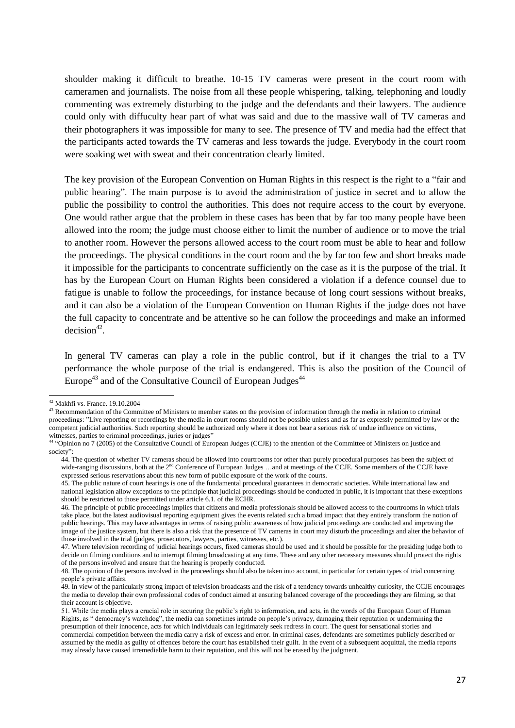shoulder making it difficult to breathe. 10-15 TV cameras were present in the court room with cameramen and journalists. The noise from all these people whispering, talking, telephoning and loudly commenting was extremely disturbing to the judge and the defendants and their lawyers. The audience could only with diffuculty hear part of what was said and due to the massive wall of TV cameras and their photographers it was impossible for many to see. The presence of TV and media had the effect that the participants acted towards the TV cameras and less towards the judge. Everybody in the court room were soaking wet with sweat and their concentration clearly limited.

The key provision of the European Convention on Human Rights in this respect is the right to a "fair and public hearing". The main purpose is to avoid the administration of justice in secret and to allow the public the possibility to control the authorities. This does not require access to the court by everyone. One would rather argue that the problem in these cases has been that by far too many people have been allowed into the room; the judge must choose either to limit the number of audience or to move the trial to another room. However the persons allowed access to the court room must be able to hear and follow the proceedings. The physical conditions in the court room and the by far too few and short breaks made it impossible for the participants to concentrate sufficiently on the case as it is the purpose of the trial. It has by the European Court on Human Rights been considered a violation if a defence counsel due to fatigue is unable to follow the proceedings, for instance because of long court sessions without breaks, and it can also be a violation of the European Convention on Human Rights if the judge does not have the full capacity to concentrate and be attentive so he can follow the proceedings and make an informed decision[42].

In general TV cameras can play a role in the public control, but if it changes the trial to a TV performance the whole purpose of the trial is endangered. This is also the position of the Council of Europe[43] and of the Consultative Council of European Judges[44]

---

[42] Makhfi vs. France. 19.10.2004

[43] Recommendation of the Committee of Ministers to member states on the provision of information through the media in relation to criminal proceedings: "Live reporting or recordings by the media in court rooms should not be possible unless and as far as expressly permitted by law or the competent judicial authorities. Such reporting should be authorized only where it does not bear a serious risk of undue influence on victims, witnesses, parties to criminal proceedings, juries or judges"

[44] "Opinion no 7 (2005) of the Consultative Council of European Judges (CCJE) to the attention of the Committee of Ministers on justice and society":

44. The question of whether TV cameras should be allowed into courtrooms for other than purely procedural purposes has been the subject of wide-ranging discussions, both at the 2nd Conference of European Judges …and at meetings of the CCJE. Some members of the CCJE have expressed serious reservations about this new form of public exposure of the work of the courts.

45. The public nature of court hearings is one of the fundamental procedural guarantees in democratic societies. While international law and national legislation allow exceptions to the principle that judicial proceedings should be conducted in public, it is important that these exceptions should be restricted to those permitted under article 6.1. of the ECHR.

46. The principle of public proceedings implies that citizens and media professionals should be allowed access to the courtrooms in which trials take place, but the latest audiovisual reporting equipment gives the events related such a broad impact that they entirely transform the notion of public hearings. This may have advantages in terms of raising public awareness of how judicial proceedings are conducted and improving the image of the justice system, but there is also a risk that the presence of TV cameras in court may disturb the proceedings and alter the behavior of those involved in the trial (judges, prosecutors, lawyers, parties, witnesses, etc.).

47. Where television recording of judicial hearings occurs, fixed cameras should be used and it should be possible for the presiding judge both to decide on filming conditions and to interrupt filming broadcasting at any time. These and any other necessary measures should protect the rights of the persons involved and ensure that the hearing is properly conducted.

48. The opinion of the persons involved in the proceedings should also be taken into account, in particular for certain types of trial concerning people's private affairs.

49. In view of the particularly strong impact of television broadcasts and the risk of a tendency towards unhealthy curiosity, the CCJE encourages the media to develop their own professional codes of conduct aimed at ensuring balanced coverage of the proceedings they are filming, so that their account is objective.

51. While the media plays a crucial role in securing the public's right to information, and acts, in the words of the European Court of Human Rights, as " democracy's watchdog", the media can sometimes intrude on people's privacy, damaging their reputation or undermining the presumption of their innocence, acts for which individuals can legitimately seek redress in court. The quest for sensational stories and commercial competition between the media carry a risk of excess and error. In criminal cases, defendants are sometimes publicly described or assumed by the media as guilty of offences before the court has established their guilt. In the event of a subsequent acquittal, the media reports may already have caused irremediable harm to their reputation, and this will not be erased by the judgment.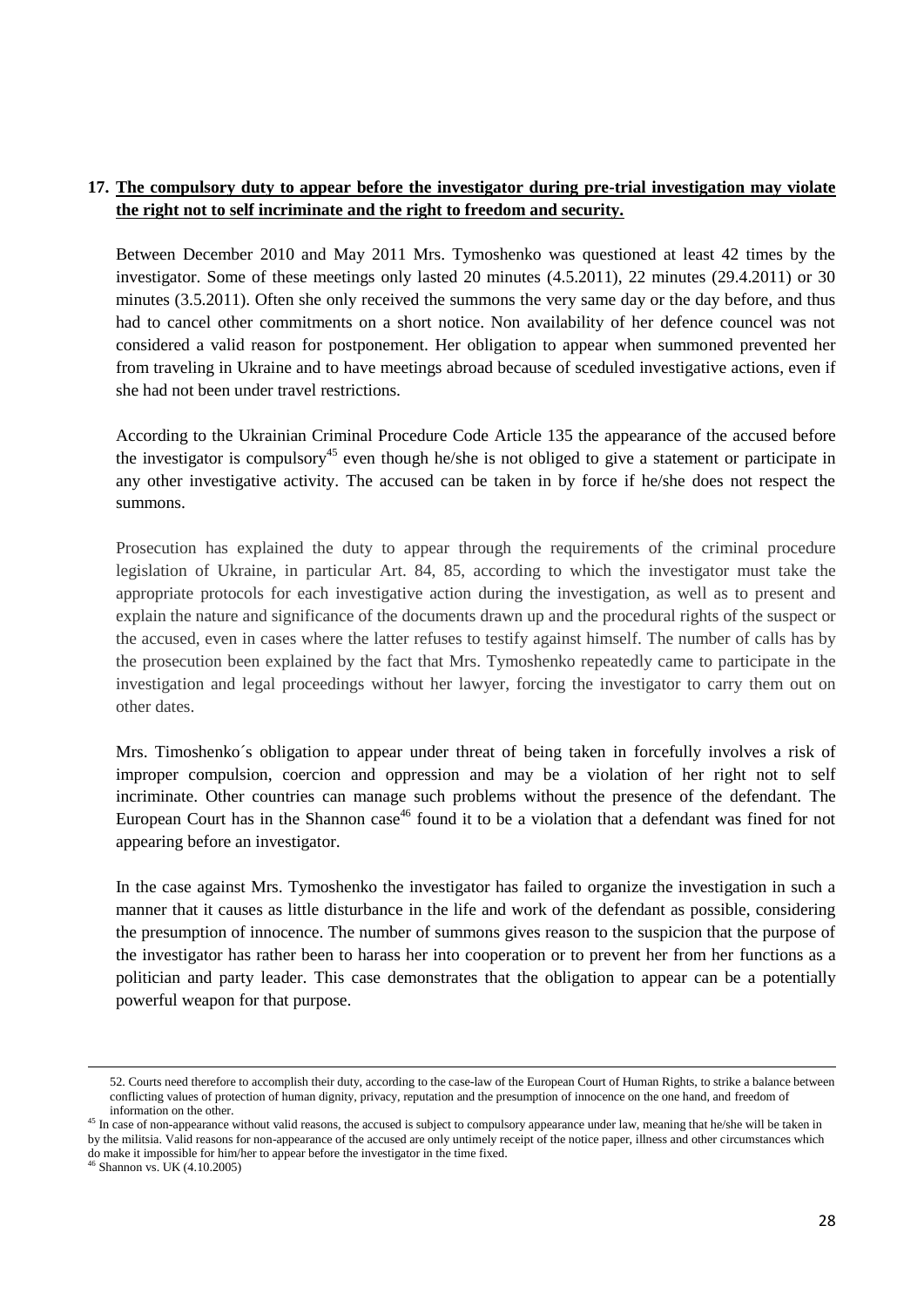**17. The compulsory duty to appear before the investigator during pre-trial investigation may violate the right not to self incriminate and the right to freedom and security.**

Between December 2010 and May 2011 Mrs. Tymoshenko was questioned at least 42 times by the investigator. Some of these meetings only lasted 20 minutes (4.5.2011), 22 minutes (29.4.2011) or 30 minutes (3.5.2011). Often she only received the summons the very same day or the day before, and thus had to cancel other commitments on a short notice. Non availability of her defence councel was not considered a valid reason for postponement. Her obligation to appear when summoned prevented her from traveling in Ukraine and to have meetings abroad because of sceduled investigative actions, even if she had not been under travel restrictions.

According to the Ukrainian Criminal Procedure Code Article 135 the appearance of the accused before the investigator is compulsory[45] even though he/she is not obliged to give a statement or participate in any other investigative activity. The accused can be taken in by force if he/she does not respect the summons.

Prosecution has explained the duty to appear through the requirements of the criminal procedure legislation of Ukraine, in particular Art. 84, 85, according to which the investigator must take the appropriate protocols for each investigative action during the investigation, as well as to present and explain the nature and significance of the documents drawn up and the procedural rights of the suspect or the accused, even in cases where the latter refuses to testify against himself. The number of calls has by the prosecution been explained by the fact that Mrs. Tymoshenko repeatedly came to participate in the investigation and legal proceedings without her lawyer, forcing the investigator to carry them out on other dates.

Mrs. Timoshenko´s obligation to appear under threat of being taken in forcefully involves a risk of improper compulsion, coercion and oppression and may be a violation of her right not to self incriminate. Other countries can manage such problems without the presence of the defendant. The European Court has in the Shannon case[46] found it to be a violation that a defendant was fined for not appearing before an investigator.

In the case against Mrs. Tymoshenko the investigator has failed to organize the investigation in such a manner that it causes as little disturbance in the life and work of the defendant as possible, considering the presumption of innocence. The number of summons gives reason to the suspicion that the purpose of the investigator has rather been to harass her into cooperation or to prevent her from her functions as a politician and party leader. This case demonstrates that the obligation to appear can be a potentially powerful weapon for that purpose.

---

52. Courts need therefore to accomplish their duty, according to the case-law of the European Court of Human Rights, to strike a balance between conflicting values of protection of human dignity, privacy, reputation and the presumption of innocence on the one hand, and freedom of information on the other.

[45] In case of non-appearance without valid reasons, the accused is subject to compulsory appearance under law, meaning that he/she will be taken in by the militsia. Valid reasons for non-appearance of the accused are only untimely receipt of the notice paper, illness and other circumstances which do make it impossible for him/her to appear before the investigator in the time fixed.

[46] Shannon vs. UK (4.10.2005)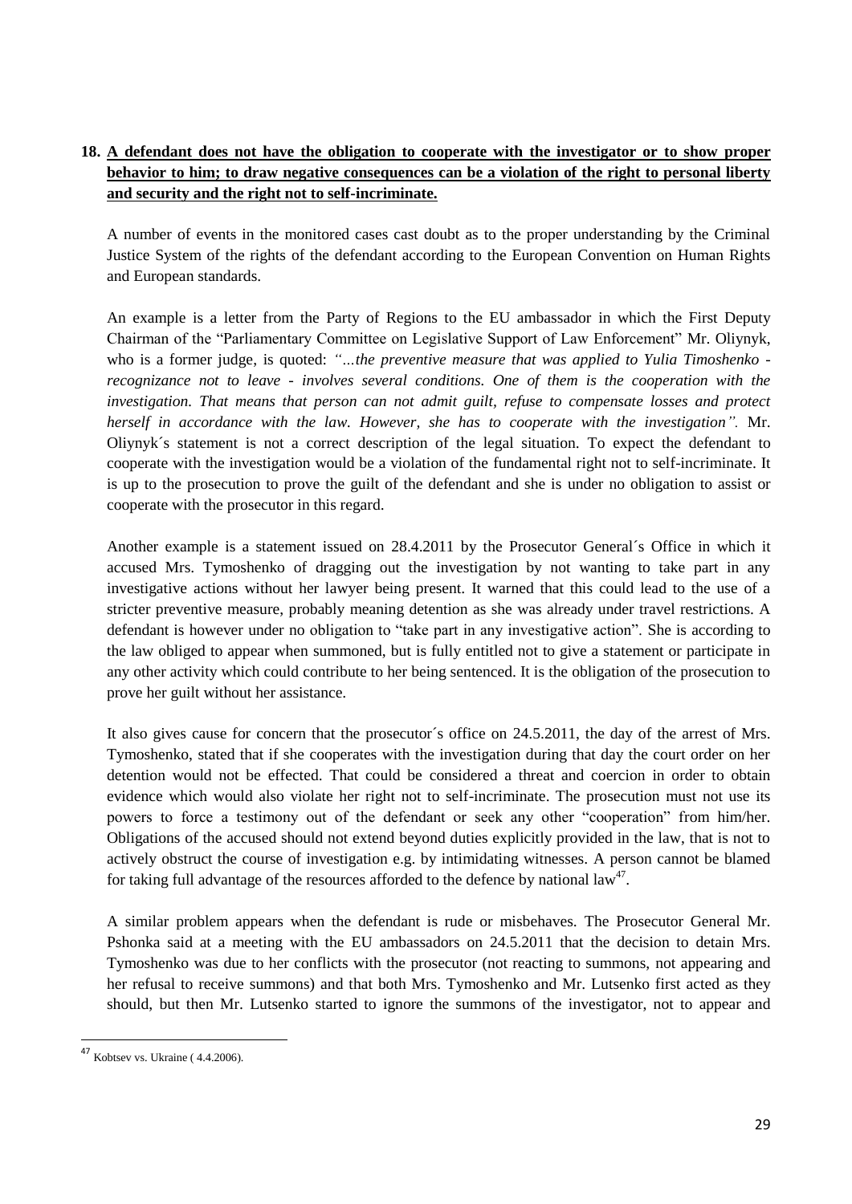## 18. A defendant does not have the obligation to cooperate with the investigator or to show proper behavior to him; to draw negative consequences can be a violation of the right to personal liberty and security and the right not to self-incriminate.

A number of events in the monitored cases cast doubt as to the proper understanding by the Criminal Justice System of the rights of the defendant according to the European Convention on Human Rights and European standards.

An example is a letter from the Party of Regions to the EU ambassador in which the First Deputy Chairman of the "Parliamentary Committee on Legislative Support of Law Enforcement" Mr. Oliynyk, who is a former judge, is quoted: *"…the preventive measure that was applied to Yulia Timoshenko - recognizance not to leave - involves several conditions. One of them is the cooperation with the investigation. That means that person can not admit guilt, refuse to compensate losses and protect herself in accordance with the law. However, she has to cooperate with the investigation".* Mr. Oliynyk´s statement is not a correct description of the legal situation. To expect the defendant to cooperate with the investigation would be a violation of the fundamental right not to self-incriminate. It is up to the prosecution to prove the guilt of the defendant and she is under no obligation to assist or cooperate with the prosecutor in this regard.

Another example is a statement issued on 28.4.2011 by the Prosecutor General´s Office in which it accused Mrs. Tymoshenko of dragging out the investigation by not wanting to take part in any investigative actions without her lawyer being present. It warned that this could lead to the use of a stricter preventive measure, probably meaning detention as she was already under travel restrictions. A defendant is however under no obligation to "take part in any investigative action". She is according to the law obliged to appear when summoned, but is fully entitled not to give a statement or participate in any other activity which could contribute to her being sentenced. It is the obligation of the prosecution to prove her guilt without her assistance.

It also gives cause for concern that the prosecutor´s office on 24.5.2011, the day of the arrest of Mrs. Tymoshenko, stated that if she cooperates with the investigation during that day the court order on her detention would not be effected. That could be considered a threat and coercion in order to obtain evidence which would also violate her right not to self-incriminate. The prosecution must not use its powers to force a testimony out of the defendant or seek any other "cooperation" from him/her. Obligations of the accused should not extend beyond duties explicitly provided in the law, that is not to actively obstruct the course of investigation e.g. by intimidating witnesses. A person cannot be blamed for taking full advantage of the resources afforded to the defence by national law[47].

A similar problem appears when the defendant is rude or misbehaves. The Prosecutor General Mr. Pshonka said at a meeting with the EU ambassadors on 24.5.2011 that the decision to detain Mrs. Tymoshenko was due to her conflicts with the prosecutor (not reacting to summons, not appearing and her refusal to receive summons) and that both Mrs. Tymoshenko and Mr. Lutsenko first acted as they should, but then Mr. Lutsenko started to ignore the summons of the investigator, not to appear and

---

[47] Kobtsev vs. Ukraine ( 4.4.2006).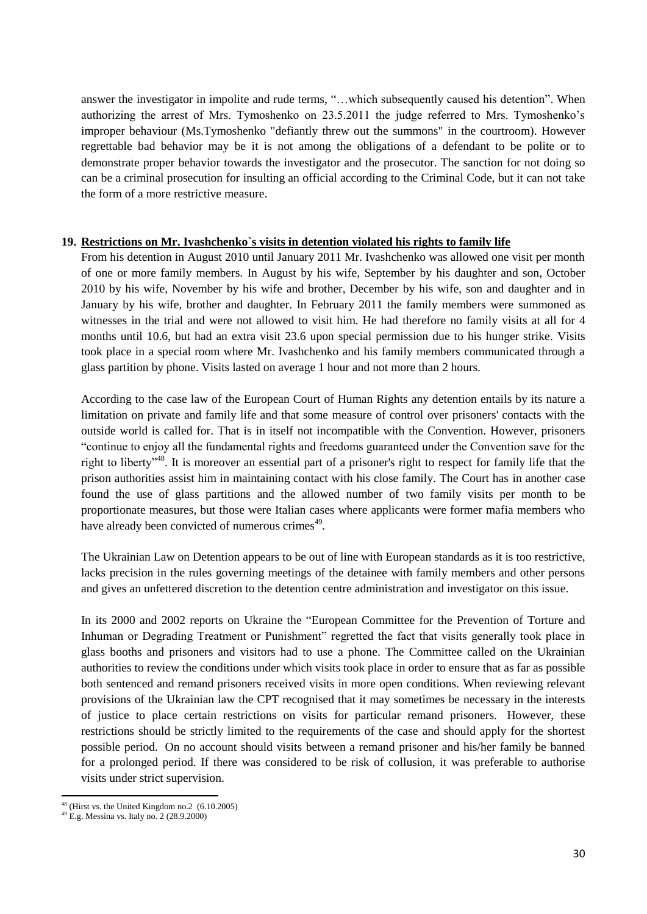answer the investigator in impolite and rude terms, "…which subsequently caused his detention". When authorizing the arrest of Mrs. Tymoshenko on 23.5.2011 the judge referred to Mrs. Tymoshenko's improper behaviour (Ms.Tymoshenko "defiantly threw out the summons" in the courtroom). However regrettable bad behavior may be it is not among the obligations of a defendant to be polite or to demonstrate proper behavior towards the investigator and the prosecutor. The sanction for not doing so can be a criminal prosecution for insulting an official according to the Criminal Code, but it can not take the form of a more restrictive measure.

## 19. Restrictions on Mr. Ivashchenko`s visits in detention violated his rights to family life

From his detention in August 2010 until January 2011 Mr. Ivashchenko was allowed one visit per month of one or more family members. In August by his wife, September by his daughter and son, October 2010 by his wife, November by his wife and brother, December by his wife, son and daughter and in January by his wife, brother and daughter. In February 2011 the family members were summoned as witnesses in the trial and were not allowed to visit him. He had therefore no family visits at all for 4 months until 10.6, but had an extra visit 23.6 upon special permission due to his hunger strike. Visits took place in a special room where Mr. Ivashchenko and his family members communicated through a glass partition by phone. Visits lasted on average 1 hour and not more than 2 hours.

According to the case law of the European Court of Human Rights any detention entails by its nature a limitation on private and family life and that some measure of control over prisoners' contacts with the outside world is called for. That is in itself not incompatible with the Convention. However, prisoners "continue to enjoy all the fundamental rights and freedoms guaranteed under the Convention save for the right to liberty"[48]. It is moreover an essential part of a prisoner's right to respect for family life that the prison authorities assist him in maintaining contact with his close family. The Court has in another case found the use of glass partitions and the allowed number of two family visits per month to be proportionate measures, but those were Italian cases where applicants were former mafia members who have already been convicted of numerous crimes[49].

The Ukrainian Law on Detention appears to be out of line with European standards as it is too restrictive, lacks precision in the rules governing meetings of the detainee with family members and other persons and gives an unfettered discretion to the detention centre administration and investigator on this issue.

In its 2000 and 2002 reports on Ukraine the "European Committee for the Prevention of Torture and Inhuman or Degrading Treatment or Punishment" regretted the fact that visits generally took place in glass booths and prisoners and visitors had to use a phone. The Committee called on the Ukrainian authorities to review the conditions under which visits took place in order to ensure that as far as possible both sentenced and remand prisoners received visits in more open conditions. When reviewing relevant provisions of the Ukrainian law the CPT recognised that it may sometimes be necessary in the interests of justice to place certain restrictions on visits for particular remand prisoners. However, these restrictions should be strictly limited to the requirements of the case and should apply for the shortest possible period. On no account should visits between a remand prisoner and his/her family be banned for a prolonged period. If there was considered to be risk of collusion, it was preferable to authorise visits under strict supervision.

[48] (Hirst vs. the United Kingdom no.2 (6.10.2005)

[49] E.g. Messina vs. Italy no. 2 (28.9.2000)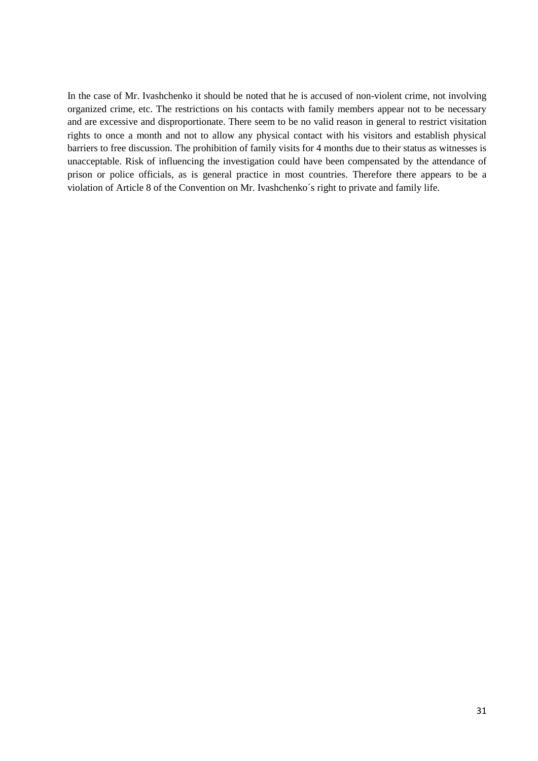In the case of Mr. Ivashchenko it should be noted that he is accused of non-violent crime, not involving organized crime, etc. The restrictions on his contacts with family members appear not to be necessary and are excessive and disproportionate. There seem to be no valid reason in general to restrict visitation rights to once a month and not to allow any physical contact with his visitors and establish physical barriers to free discussion. The prohibition of family visits for 4 months due to their status as witnesses is unacceptable. Risk of influencing the investigation could have been compensated by the attendance of prison or police officials, as is general practice in most countries. Therefore there appears to be a violation of Article 8 of the Convention on Mr. Ivashchenko´s right to private and family life.